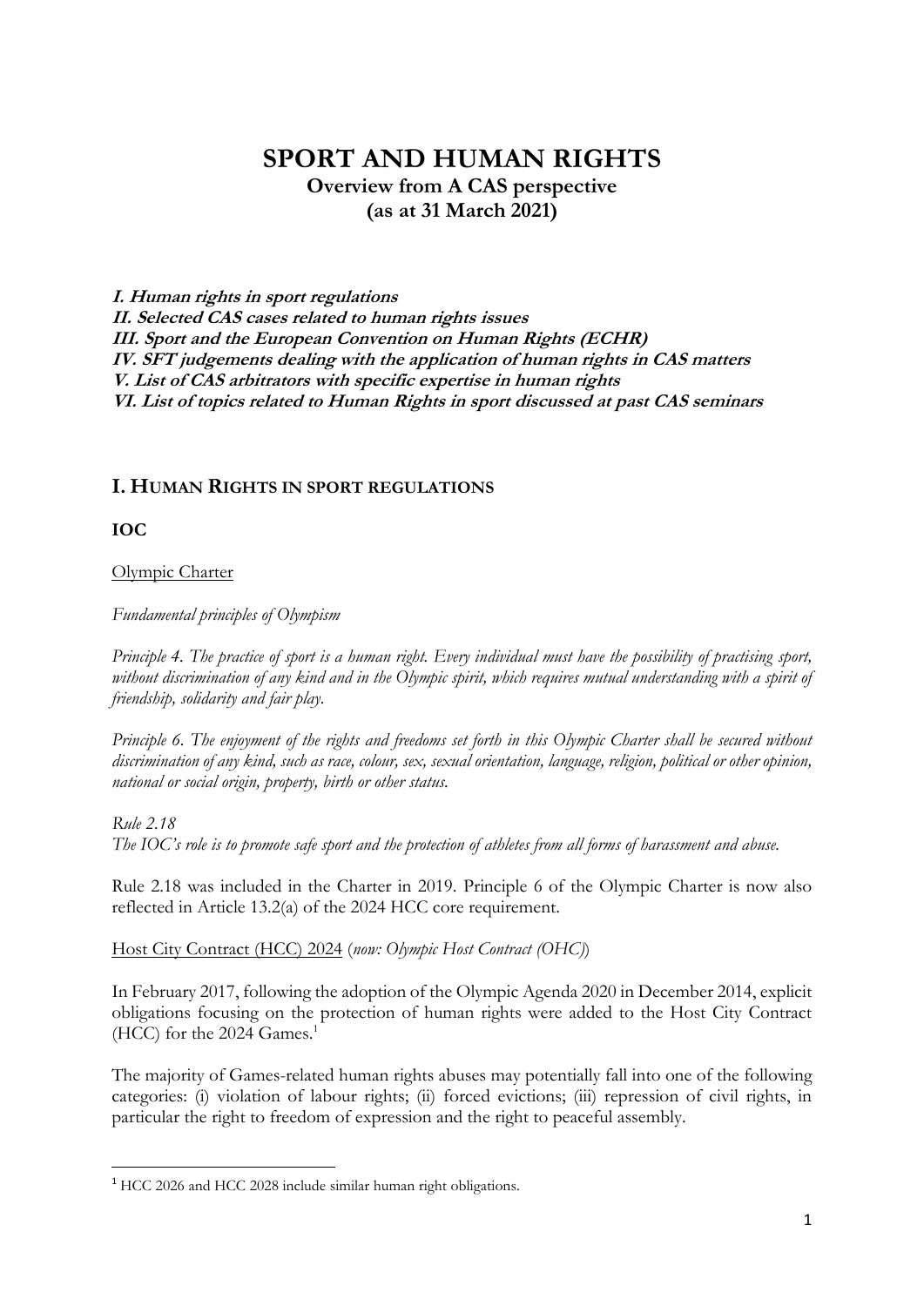# SPORT AND HUMAN RIGHTS

**Overview from A CAS perspective**
**(as at 31 March 2021)**

***I. Human rights in sport regulations***
***II. Selected CAS cases related to human rights issues***
***III. Sport and the European Convention on Human Rights (ECHR)***
***IV. SFT judgements dealing with the application of human rights in CAS matters***
***V. List of CAS arbitrators with specific expertise in human rights***
***VI. List of topics related to Human Rights in sport discussed at past CAS seminars***

## I. HUMAN RIGHTS IN SPORT REGULATIONS

### IOC

Olympic Charter

*Fundamental principles of Olympism*

*Principle 4. The practice of sport is a human right. Every individual must have the possibility of practising sport, without discrimination of any kind and in the Olympic spirit, which requires mutual understanding with a spirit of friendship, solidarity and fair play.*

*Principle 6. The enjoyment of the rights and freedoms set forth in this Olympic Charter shall be secured without discrimination of any kind, such as race, colour, sex, sexual orientation, language, religion, political or other opinion, national or social origin, property, birth or other status.*

*Rule 2.18*
*The IOC's role is to promote safe sport and the protection of athletes from all forms of harassment and abuse.*

Rule 2.18 was included in the Charter in 2019. Principle 6 of the Olympic Charter is now also reflected in Article 13.2(a) of the 2024 HCC core requirement.

Host City Contract (HCC) 2024 (*now: Olympic Host Contract (OHC)*)

In February 2017, following the adoption of the Olympic Agenda 2020 in December 2014, explicit obligations focusing on the protection of human rights were added to the Host City Contract (HCC) for the 2024 Games.[1]

The majority of Games-related human rights abuses may potentially fall into one of the following categories: (i) violation of labour rights; (ii) forced evictions; (iii) repression of civil rights, in particular the right to freedom of expression and the right to peaceful assembly.

[1] HCC 2026 and HCC 2028 include similar human right obligations.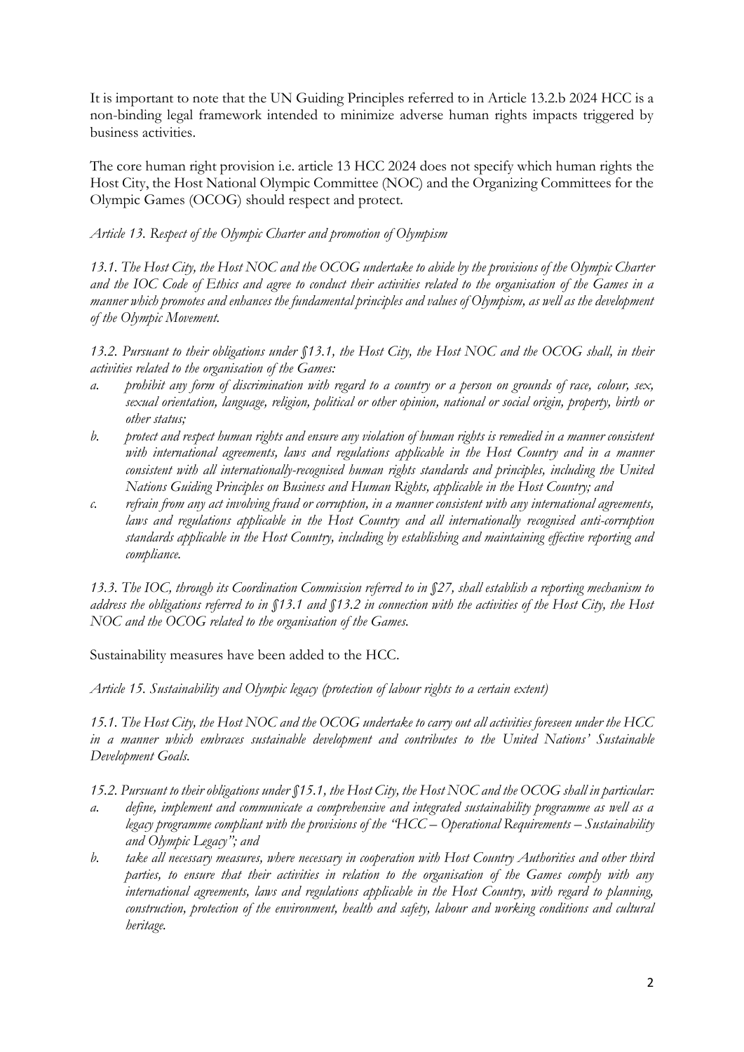It is important to note that the UN Guiding Principles referred to in Article 13.2.b 2024 HCC is a non-binding legal framework intended to minimize adverse human rights impacts triggered by business activities.

The core human right provision i.e. article 13 HCC 2024 does not specify which human rights the Host City, the Host National Olympic Committee (NOC) and the Organizing Committees for the Olympic Games (OCOG) should respect and protect.

*Article 13. Respect of the Olympic Charter and promotion of Olympism*

*13.1. The Host City, the Host NOC and the OCOG undertake to abide by the provisions of the Olympic Charter and the IOC Code of Ethics and agree to conduct their activities related to the organisation of the Games in a manner which promotes and enhances the fundamental principles and values of Olympism, as well as the development of the Olympic Movement.*

*13.2. Pursuant to their obligations under §13.1, the Host City, the Host NOC and the OCOG shall, in their activities related to the organisation of the Games:*

- *a. prohibit any form of discrimination with regard to a country or a person on grounds of race, colour, sex, sexual orientation, language, religion, political or other opinion, national or social origin, property, birth or other status;*
- *b. protect and respect human rights and ensure any violation of human rights is remedied in a manner consistent with international agreements, laws and regulations applicable in the Host Country and in a manner consistent with all internationally-recognised human rights standards and principles, including the United Nations Guiding Principles on Business and Human Rights, applicable in the Host Country; and*
- *c. refrain from any act involving fraud or corruption, in a manner consistent with any international agreements, laws and regulations applicable in the Host Country and all internationally recognised anti-corruption standards applicable in the Host Country, including by establishing and maintaining effective reporting and compliance.*

*13.3. The IOC, through its Coordination Commission referred to in §27, shall establish a reporting mechanism to address the obligations referred to in §13.1 and §13.2 in connection with the activities of the Host City, the Host NOC and the OCOG related to the organisation of the Games.*

Sustainability measures have been added to the HCC.

*Article 15. Sustainability and Olympic legacy (protection of labour rights to a certain extent)*

*15.1. The Host City, the Host NOC and the OCOG undertake to carry out all activities foreseen under the HCC in a manner which embraces sustainable development and contributes to the United Nations' Sustainable Development Goals.*

*15.2. Pursuant to their obligations under §15.1, the Host City, the Host NOC and the OCOG shall in particular:*

- *a. define, implement and communicate a comprehensive and integrated sustainability programme as well as a legacy programme compliant with the provisions of the "HCC – Operational Requirements – Sustainability and Olympic Legacy"; and*
- *b. take all necessary measures, where necessary in cooperation with Host Country Authorities and other third parties, to ensure that their activities in relation to the organisation of the Games comply with any international agreements, laws and regulations applicable in the Host Country, with regard to planning, construction, protection of the environment, health and safety, labour and working conditions and cultural heritage.*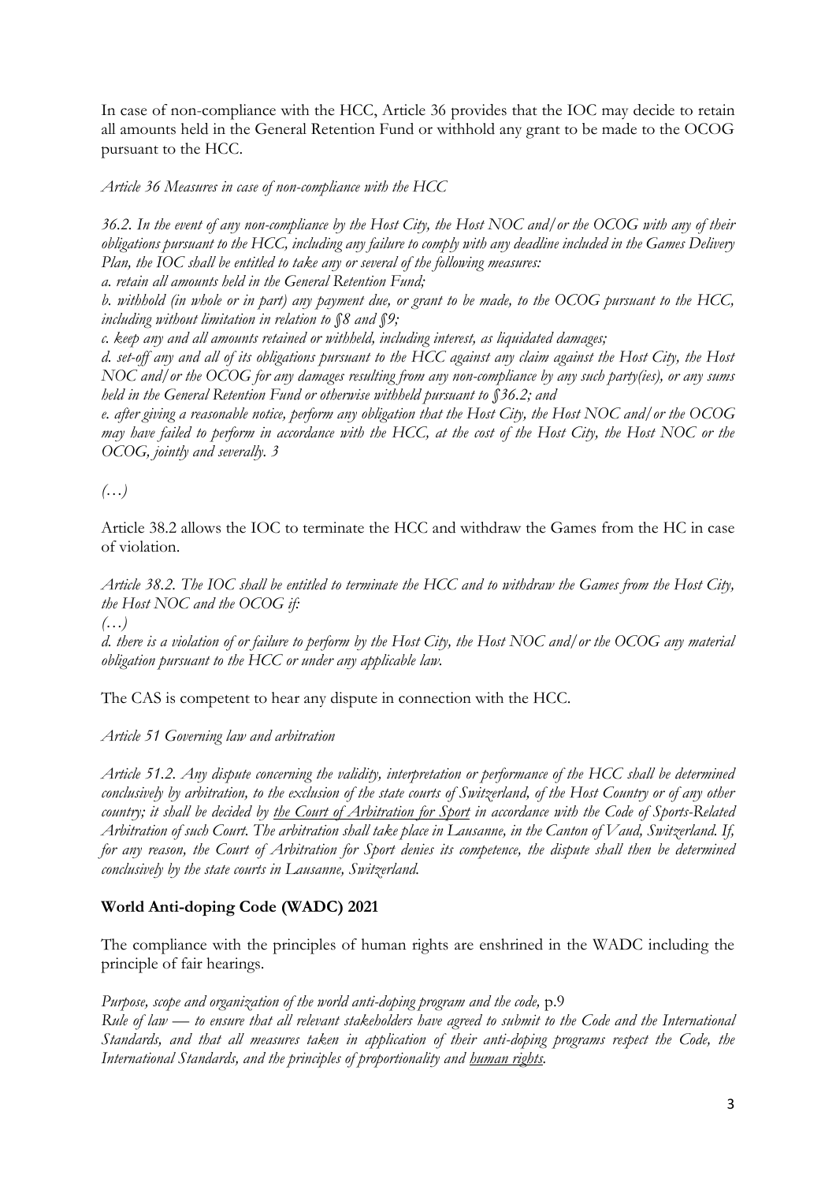In case of non-compliance with the HCC, Article 36 provides that the IOC may decide to retain all amounts held in the General Retention Fund or withhold any grant to be made to the OCOG pursuant to the HCC.

*Article 36 Measures in case of non-compliance with the HCC*

*36.2. In the event of any non-compliance by the Host City, the Host NOC and/or the OCOG with any of their obligations pursuant to the HCC, including any failure to comply with any deadline included in the Games Delivery Plan, the IOC shall be entitled to take any or several of the following measures:*
*a. retain all amounts held in the General Retention Fund;*
*b. withhold (in whole or in part) any payment due, or grant to be made, to the OCOG pursuant to the HCC, including without limitation in relation to §8 and §9;*
*c. keep any and all amounts retained or withheld, including interest, as liquidated damages;*
*d. set-off any and all of its obligations pursuant to the HCC against any claim against the Host City, the Host NOC and/or the OCOG for any damages resulting from any non-compliance by any such party(ies), or any sums held in the General Retention Fund or otherwise withheld pursuant to §36.2; and*
*e. after giving a reasonable notice, perform any obligation that the Host City, the Host NOC and/or the OCOG may have failed to perform in accordance with the HCC, at the cost of the Host City, the Host NOC or the OCOG, jointly and severally. 3*

*(…)*

Article 38.2 allows the IOC to terminate the HCC and withdraw the Games from the HC in case of violation.

*Article 38.2. The IOC shall be entitled to terminate the HCC and to withdraw the Games from the Host City, the Host NOC and the OCOG if:*
*(…)*
*d. there is a violation of or failure to perform by the Host City, the Host NOC and/or the OCOG any material obligation pursuant to the HCC or under any applicable law.*

The CAS is competent to hear any dispute in connection with the HCC.

*Article 51 Governing law and arbitration*

*Article 51.2. Any dispute concerning the validity, interpretation or performance of the HCC shall be determined conclusively by arbitration, to the exclusion of the state courts of Switzerland, of the Host Country or of any other country; it shall be decided by <u>the Court of Arbitration for Sport</u> in accordance with the Code of Sports-Related Arbitration of such Court. The arbitration shall take place in Lausanne, in the Canton of Vaud, Switzerland. If, for any reason, the Court of Arbitration for Sport denies its competence, the dispute shall then be determined conclusively by the state courts in Lausanne, Switzerland.*

**World Anti-doping Code (WADC) 2021**

The compliance with the principles of human rights are enshrined in the WADC including the principle of fair hearings.

*Purpose, scope and organization of the world anti-doping program and the code,* p.9
*Rule of law — to ensure that all relevant stakeholders have agreed to submit to the Code and the International Standards, and that all measures taken in application of their anti-doping programs respect the Code, the International Standards, and the principles of proportionality and <u>human rights</u>.*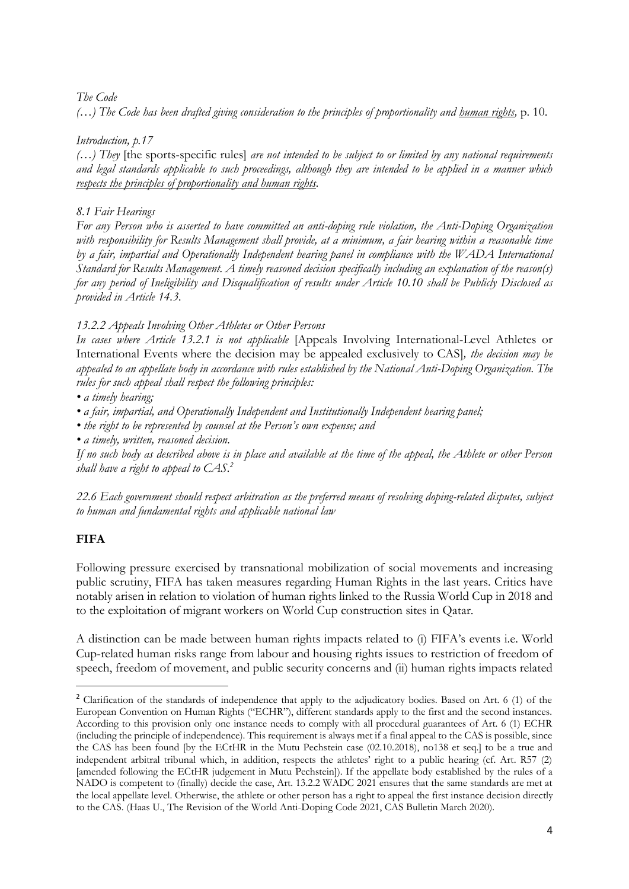*The Code*

*(…) The Code has been drafted giving consideration to the principles of proportionality and human rights,* p. 10.

*Introduction, p.17*

*(…) They* [the sports-specific rules] *are not intended to be subject to or limited by any national requirements and legal standards applicable to such proceedings, although they are intended to be applied in a manner which respects the principles of proportionality and human rights.*

*8.1 Fair Hearings*

*For any Person who is asserted to have committed an anti-doping rule violation, the Anti-Doping Organization with responsibility for Results Management shall provide, at a minimum, a fair hearing within a reasonable time by a fair, impartial and Operationally Independent hearing panel in compliance with the WADA International Standard for Results Management. A timely reasoned decision specifically including an explanation of the reason(s) for any period of Ineligibility and Disqualification of results under Article 10.10 shall be Publicly Disclosed as provided in Article 14.3.*

*13.2.2 Appeals Involving Other Athletes or Other Persons*

*In cases where Article 13.2.1 is not applicable* [Appeals Involving International-Level Athletes or International Events where the decision may be appealed exclusively to CAS]*, the decision may be appealed to an appellate body in accordance with rules established by the National Anti-Doping Organization. The rules for such appeal shall respect the following principles:*

- *a timely hearing;*
- *a fair, impartial, and Operationally Independent and Institutionally Independent hearing panel;*
- *the right to be represented by counsel at the Person's own expense; and*
- *a timely, written, reasoned decision.*

*If no such body as described above is in place and available at the time of the appeal, the Athlete or other Person shall have a right to appeal to CAS.*[2]

*22.6 Each government should respect arbitration as the preferred means of resolving doping-related disputes, subject to human and fundamental rights and applicable national law*

## FIFA

Following pressure exercised by transnational mobilization of social movements and increasing public scrutiny, FIFA has taken measures regarding Human Rights in the last years. Critics have notably arisen in relation to violation of human rights linked to the Russia World Cup in 2018 and to the exploitation of migrant workers on World Cup construction sites in Qatar.

A distinction can be made between human rights impacts related to (i) FIFA's events i.e. World Cup-related human risks range from labour and housing rights issues to restriction of freedom of speech, freedom of movement, and public security concerns and (ii) human rights impacts related

---

[2] Clarification of the standards of independence that apply to the adjudicatory bodies. Based on Art. 6 (1) of the European Convention on Human Rights ("ECHR"), different standards apply to the first and the second instances. According to this provision only one instance needs to comply with all procedural guarantees of Art. 6 (1) ECHR (including the principle of independence). This requirement is always met if a final appeal to the CAS is possible, since the CAS has been found [by the ECtHR in the Mutu Pechstein case (02.10.2018), no138 et seq.] to be a true and independent arbitral tribunal which, in addition, respects the athletes' right to a public hearing (cf. Art. R57 (2) [amended following the ECtHR judgement in Mutu Pechstein]). If the appellate body established by the rules of a NADO is competent to (finally) decide the case, Art. 13.2.2 WADC 2021 ensures that the same standards are met at the local appellate level. Otherwise, the athlete or other person has a right to appeal the first instance decision directly to the CAS. (Haas U., The Revision of the World Anti-Doping Code 2021, CAS Bulletin March 2020).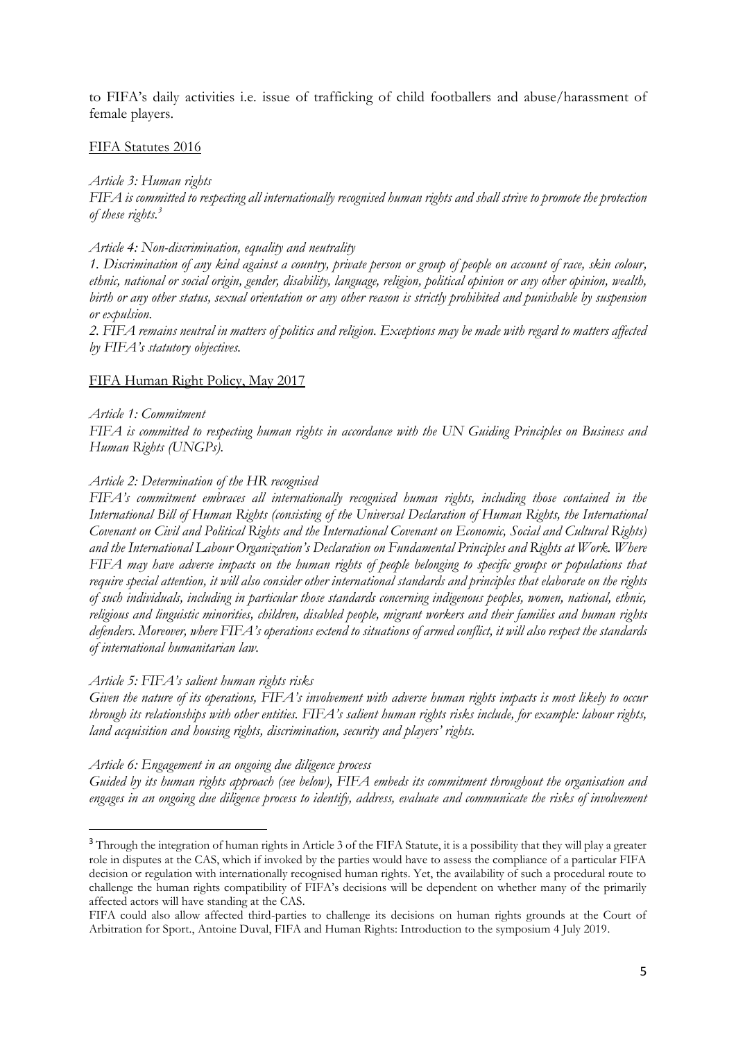to FIFA's daily activities i.e. issue of trafficking of child footballers and abuse/harassment of female players.

FIFA Statutes 2016

*Article 3: Human rights*

*FIFA is committed to respecting all internationally recognised human rights and shall strive to promote the protection of these rights.*[3]

*Article 4: Non-discrimination, equality and neutrality*

*1. Discrimination of any kind against a country, private person or group of people on account of race, skin colour, ethnic, national or social origin, gender, disability, language, religion, political opinion or any other opinion, wealth, birth or any other status, sexual orientation or any other reason is strictly prohibited and punishable by suspension or expulsion.*

*2. FIFA remains neutral in matters of politics and religion. Exceptions may be made with regard to matters affected by FIFA's statutory objectives.*

FIFA Human Right Policy, May 2017

*Article 1: Commitment*

*FIFA is committed to respecting human rights in accordance with the UN Guiding Principles on Business and Human Rights (UNGPs).*

*Article 2: Determination of the HR recognised*

*FIFA's commitment embraces all internationally recognised human rights, including those contained in the International Bill of Human Rights (consisting of the Universal Declaration of Human Rights, the International Covenant on Civil and Political Rights and the International Covenant on Economic, Social and Cultural Rights) and the International Labour Organization's Declaration on Fundamental Principles and Rights at Work. Where FIFA may have adverse impacts on the human rights of people belonging to specific groups or populations that require special attention, it will also consider other international standards and principles that elaborate on the rights of such individuals, including in particular those standards concerning indigenous peoples, women, national, ethnic, religious and linguistic minorities, children, disabled people, migrant workers and their families and human rights defenders. Moreover, where FIFA's operations extend to situations of armed conflict, it will also respect the standards of international humanitarian law.*

*Article 5: FIFA's salient human rights risks*

*Given the nature of its operations, FIFA's involvement with adverse human rights impacts is most likely to occur through its relationships with other entities. FIFA's salient human rights risks include, for example: labour rights, land acquisition and housing rights, discrimination, security and players' rights.*

*Article 6: Engagement in an ongoing due diligence process*

*Guided by its human rights approach (see below), FIFA embeds its commitment throughout the organisation and engages in an ongoing due diligence process to identify, address, evaluate and communicate the risks of involvement*

---

[3] Through the integration of human rights in Article 3 of the FIFA Statute, it is a possibility that they will play a greater role in disputes at the CAS, which if invoked by the parties would have to assess the compliance of a particular FIFA decision or regulation with internationally recognised human rights. Yet, the availability of such a procedural route to challenge the human rights compatibility of FIFA's decisions will be dependent on whether many of the primarily affected actors will have standing at the CAS.

FIFA could also allow affected third-parties to challenge its decisions on human rights grounds at the Court of Arbitration for Sport., Antoine Duval, FIFA and Human Rights: Introduction to the symposium 4 July 2019.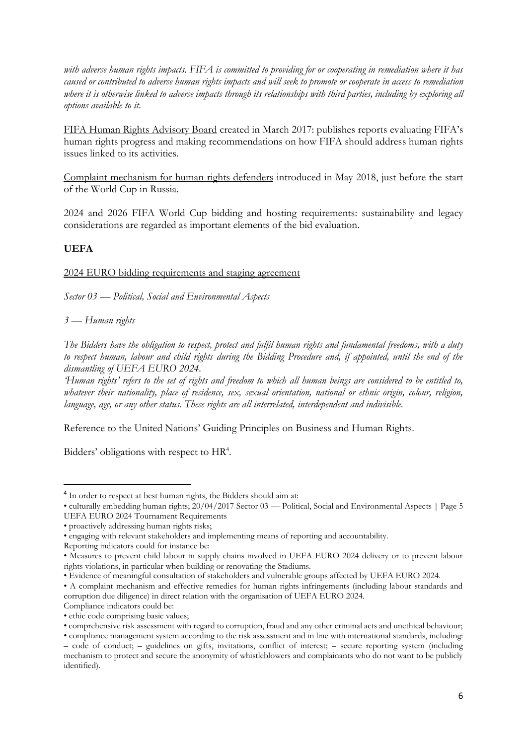*with adverse human rights impacts. FIFA is committed to providing for or cooperating in remediation where it has caused or contributed to adverse human rights impacts and will seek to promote or cooperate in access to remediation where it is otherwise linked to adverse impacts through its relationships with third parties, including by exploring all options available to it.*

<u>FIFA Human Rights Advisory Board</u> created in March 2017: publishes reports evaluating FIFA's human rights progress and making recommendations on how FIFA should address human rights issues linked to its activities.

<u>Complaint mechanism for human rights defenders</u> introduced in May 2018, just before the start of the World Cup in Russia.

2024 and 2026 FIFA World Cup bidding and hosting requirements: sustainability and legacy considerations are regarded as important elements of the bid evaluation.

**UEFA**

<u>2024 EURO bidding requirements and staging agreement</u>

*Sector 03 — Political, Social and Environmental Aspects*

*3 — Human rights*

*The Bidders have the obligation to respect, protect and fulfil human rights and fundamental freedoms, with a duty to respect human, labour and child rights during the Bidding Procedure and, if appointed, until the end of the dismantling of UEFA EURO 2024.*
*'Human rights' refers to the set of rights and freedom to which all human beings are considered to be entitled to, whatever their nationality, place of residence, sex, sexual orientation, national or ethnic origin, colour, religion, language, age, or any other status. These rights are all interrelated, interdependent and indivisible.*

Reference to the United Nations' Guiding Principles on Business and Human Rights.

Bidders' obligations with respect to HR[4].

---

[4] In order to respect at best human rights, the Bidders should aim at:
• culturally embedding human rights; 20/04/2017 Sector 03 — Political, Social and Environmental Aspects | Page 5 UEFA EURO 2024 Tournament Requirements
• proactively addressing human rights risks;
• engaging with relevant stakeholders and implementing means of reporting and accountability.
Reporting indicators could for instance be:
• Measures to prevent child labour in supply chains involved in UEFA EURO 2024 delivery or to prevent labour rights violations, in particular when building or renovating the Stadiums.
• Evidence of meaningful consultation of stakeholders and vulnerable groups affected by UEFA EURO 2024.
• A complaint mechanism and effective remedies for human rights infringements (including labour standards and corruption due diligence) in direct relation with the organisation of UEFA EURO 2024.
Compliance indicators could be:
• ethic code comprising basic values;
• comprehensive risk assessment with regard to corruption, fraud and any other criminal acts and unethical behaviour;
• compliance management system according to the risk assessment and in line with international standards, including: – code of conduct; – guidelines on gifts, invitations, conflict of interest; – secure reporting system (including mechanism to protect and secure the anonymity of whistleblowers and complainants who do not want to be publicly identified).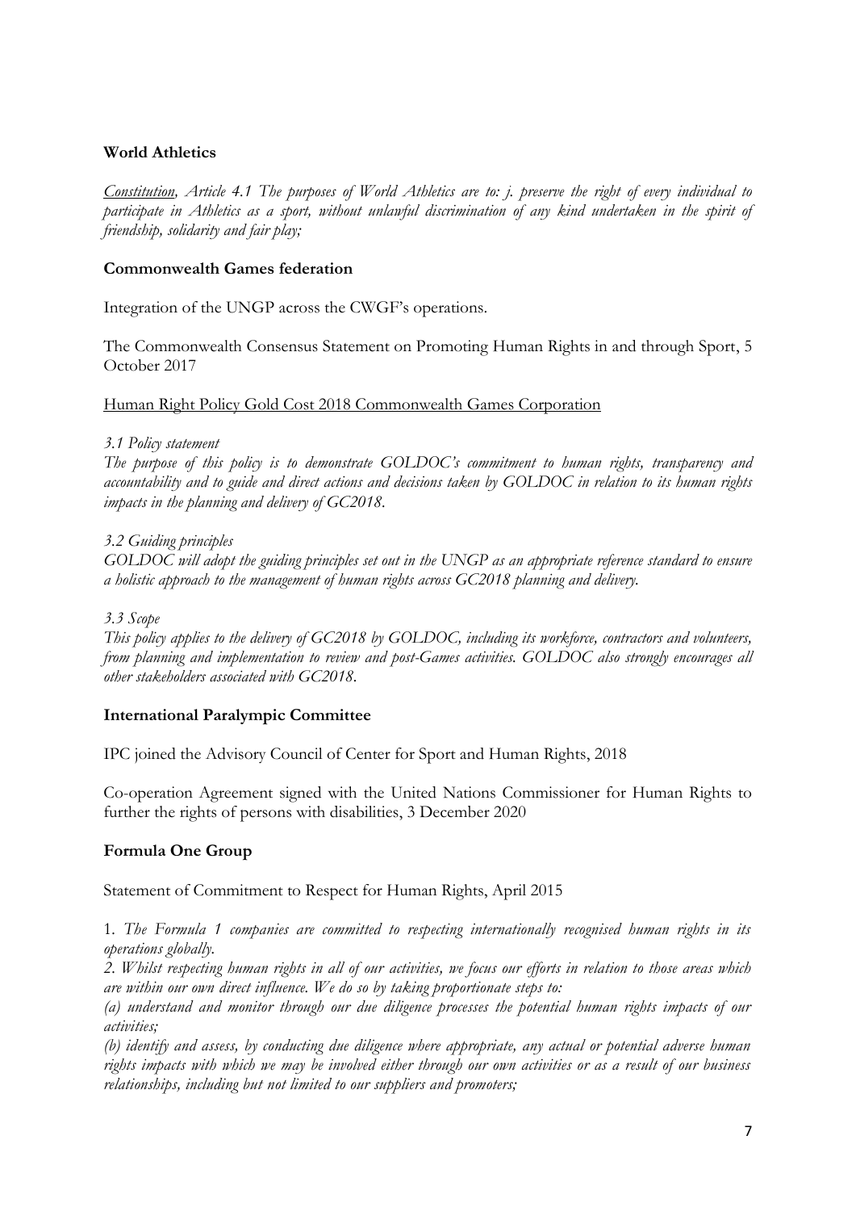**World Athletics**

*<u>Constitution</u>, Article 4.1 The purposes of World Athletics are to: j. preserve the right of every individual to participate in Athletics as a sport, without unlawful discrimination of any kind undertaken in the spirit of friendship, solidarity and fair play;*

**Commonwealth Games federation**

Integration of the UNGP across the CWGF's operations.

The Commonwealth Consensus Statement on Promoting Human Rights in and through Sport, 5 October 2017

<u>Human Right Policy Gold Cost 2018 Commonwealth Games Corporation</u>

*3.1 Policy statement*
*The purpose of this policy is to demonstrate GOLDOC's commitment to human rights, transparency and accountability and to guide and direct actions and decisions taken by GOLDOC in relation to its human rights impacts in the planning and delivery of GC2018.*

*3.2 Guiding principles*
*GOLDOC will adopt the guiding principles set out in the UNGP as an appropriate reference standard to ensure a holistic approach to the management of human rights across GC2018 planning and delivery.*

*3.3 Scope*
*This policy applies to the delivery of GC2018 by GOLDOC, including its workforce, contractors and volunteers, from planning and implementation to review and post-Games activities. GOLDOC also strongly encourages all other stakeholders associated with GC2018.*

**International Paralympic Committee**

IPC joined the Advisory Council of Center for Sport and Human Rights, 2018

Co-operation Agreement signed with the United Nations Commissioner for Human Rights to further the rights of persons with disabilities, 3 December 2020

**Formula One Group**

Statement of Commitment to Respect for Human Rights, April 2015

1. *The Formula 1 companies are committed to respecting internationally recognised human rights in its operations globally.*
*2. Whilst respecting human rights in all of our activities, we focus our efforts in relation to those areas which are within our own direct influence. We do so by taking proportionate steps to:*
*(a) understand and monitor through our due diligence processes the potential human rights impacts of our activities;*
*(b) identify and assess, by conducting due diligence where appropriate, any actual or potential adverse human rights impacts with which we may be involved either through our own activities or as a result of our business relationships, including but not limited to our suppliers and promoters;*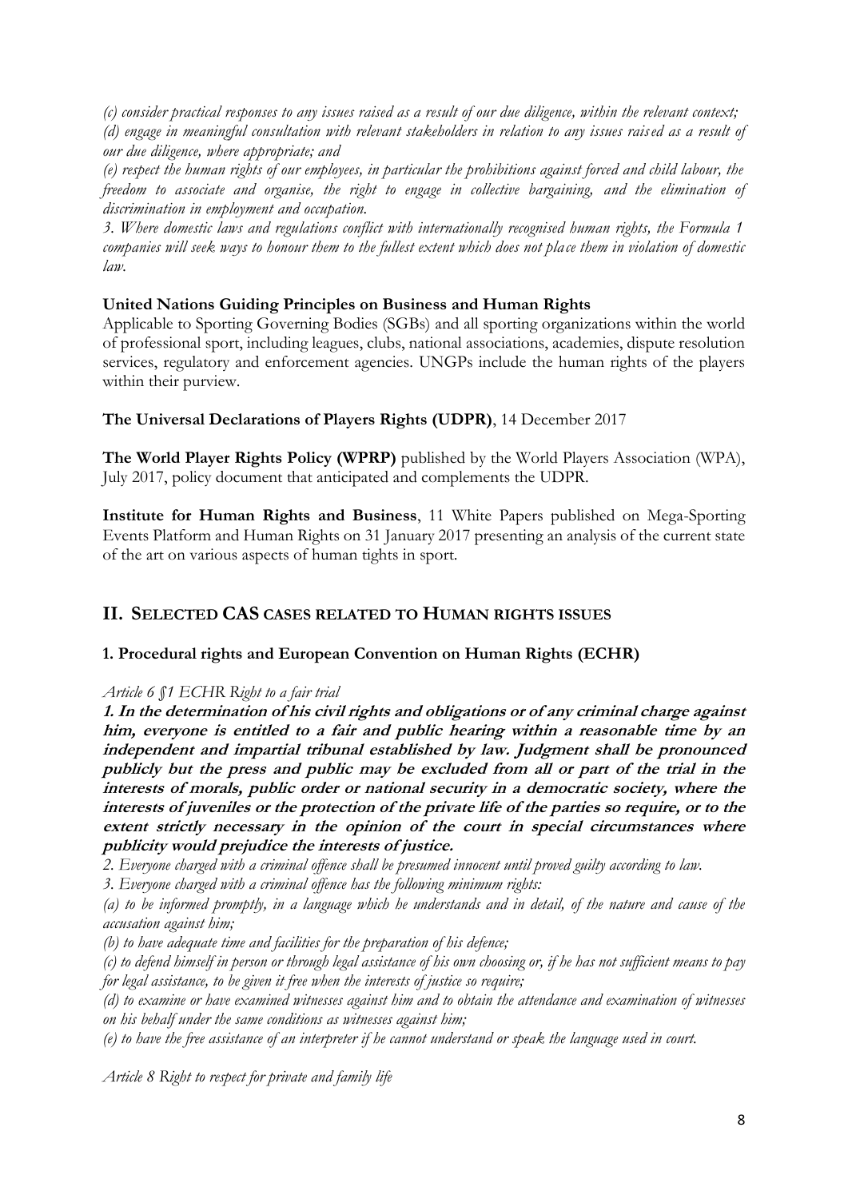*(c) consider practical responses to any issues raised as a result of our due diligence, within the relevant context;*
*(d) engage in meaningful consultation with relevant stakeholders in relation to any issues raised as a result of our due diligence, where appropriate; and*
*(e) respect the human rights of our employees, in particular the prohibitions against forced and child labour, the freedom to associate and organise, the right to engage in collective bargaining, and the elimination of discrimination in employment and occupation.*
*3. Where domestic laws and regulations conflict with internationally recognised human rights, the Formula 1 companies will seek ways to honour them to the fullest extent which does not place them in violation of domestic law.*

**United Nations Guiding Principles on Business and Human Rights**
Applicable to Sporting Governing Bodies (SGBs) and all sporting organizations within the world of professional sport, including leagues, clubs, national associations, academies, dispute resolution services, regulatory and enforcement agencies. UNGPs include the human rights of the players within their purview.

**The Universal Declarations of Players Rights (UDPR)**, 14 December 2017

**The World Player Rights Policy (WPRP)** published by the World Players Association (WPA), July 2017, policy document that anticipated and complements the UDPR.

**Institute for Human Rights and Business**, 11 White Papers published on Mega-Sporting Events Platform and Human Rights on 31 January 2017 presenting an analysis of the current state of the art on various aspects of human tights in sport.

## II. SELECTED CAS CASES RELATED TO HUMAN RIGHTS ISSUES

### 1. Procedural rights and European Convention on Human Rights (ECHR)

*Article 6 §1 ECHR Right to a fair trial*

***1. In the determination of his civil rights and obligations or of any criminal charge against him, everyone is entitled to a fair and public hearing within a reasonable time by an independent and impartial tribunal established by law. Judgment shall be pronounced publicly but the press and public may be excluded from all or part of the trial in the interests of morals, public order or national security in a democratic society, where the interests of juveniles or the protection of the private life of the parties so require, or to the extent strictly necessary in the opinion of the court in special circumstances where publicity would prejudice the interests of justice.***

*2. Everyone charged with a criminal offence shall be presumed innocent until proved guilty according to law.*
*3. Everyone charged with a criminal offence has the following minimum rights:*
*(a) to be informed promptly, in a language which he understands and in detail, of the nature and cause of the accusation against him;*
*(b) to have adequate time and facilities for the preparation of his defence;*
*(c) to defend himself in person or through legal assistance of his own choosing or, if he has not sufficient means to pay for legal assistance, to be given it free when the interests of justice so require;*
*(d) to examine or have examined witnesses against him and to obtain the attendance and examination of witnesses on his behalf under the same conditions as witnesses against him;*
*(e) to have the free assistance of an interpreter if he cannot understand or speak the language used in court.*

*Article 8 Right to respect for private and family life*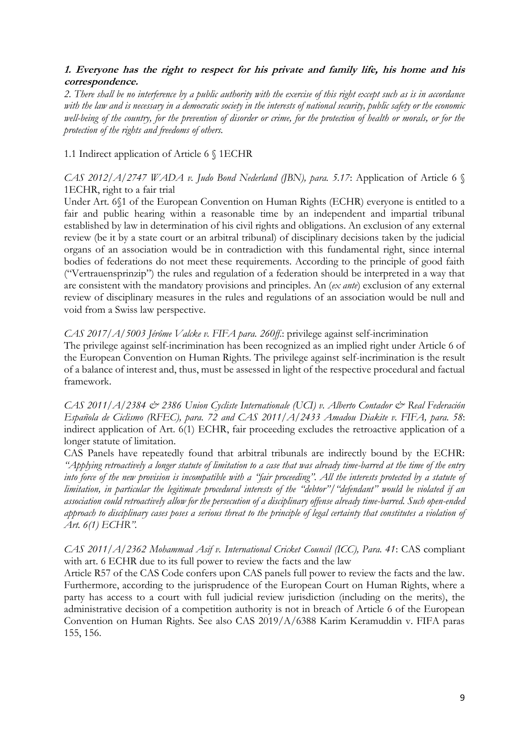**1. Everyone has the right to respect for his private and family life, his home and his correspondence.**

*2. There shall be no interference by a public authority with the exercise of this right except such as is in accordance with the law and is necessary in a democratic society in the interests of national security, public safety or the economic well-being of the country, for the prevention of disorder or crime, for the protection of health or morals, or for the protection of the rights and freedoms of others.*

1.1 Indirect application of Article 6 § 1ECHR

*CAS 2012/A/2747 WADA v. Judo Bond Nederland (JBN), para. 5.17*: Application of Article 6 § 1ECHR, right to a fair trial

Under Art. 6§1 of the European Convention on Human Rights (ECHR) everyone is entitled to a fair and public hearing within a reasonable time by an independent and impartial tribunal established by law in determination of his civil rights and obligations. An exclusion of any external review (be it by a state court or an arbitral tribunal) of disciplinary decisions taken by the judicial organs of an association would be in contradiction with this fundamental right, since internal bodies of federations do not meet these requirements. According to the principle of good faith ("Vertrauensprinzip") the rules and regulation of a federation should be interpreted in a way that are consistent with the mandatory provisions and principles. An (*ex ante*) exclusion of any external review of disciplinary measures in the rules and regulations of an association would be null and void from a Swiss law perspective.

*CAS 2017/A/5003 Jérôme Valcke v. FIFA para. 260ff.*: privilege against self-incrimination

The privilege against self-incrimination has been recognized as an implied right under Article 6 of the European Convention on Human Rights. The privilege against self-incrimination is the result of a balance of interest and, thus, must be assessed in light of the respective procedural and factual framework.

*CAS 2011/A/2384 & 2386 Union Cycliste Internationale (UCI) v. Alberto Contador & Real Federación Española de Ciclismo (RFEC), para. 72 and CAS 2011/A/2433 Amadou Diakite v. FIFA, para. 58*: indirect application of Art. 6(1) ECHR, fair proceeding excludes the retroactive application of a longer statute of limitation.

CAS Panels have repeatedly found that arbitral tribunals are indirectly bound by the ECHR: *"Applying retroactively a longer statute of limitation to a case that was already time-barred at the time of the entry into force of the new provision is incompatible with a "fair proceeding". All the interests protected by a statute of limitation, in particular the legitimate procedural interests of the "debtor"/"defendant" would be violated if an association could retroactively allow for the persecution of a disciplinary offense already time-barred. Such open-ended approach to disciplinary cases poses a serious threat to the principle of legal certainty that constitutes a violation of Art. 6(1) ECHR".*

*CAS 2011/A/2362 Mohammad Asif v. International Cricket Council (ICC), Para. 41*: CAS compliant with art. 6 ECHR due to its full power to review the facts and the law

Article R57 of the CAS Code confers upon CAS panels full power to review the facts and the law. Furthermore, according to the jurisprudence of the European Court on Human Rights, where a party has access to a court with full judicial review jurisdiction (including on the merits), the administrative decision of a competition authority is not in breach of Article 6 of the European Convention on Human Rights. See also CAS 2019/A/6388 Karim Keramuddin v. FIFA paras 155, 156.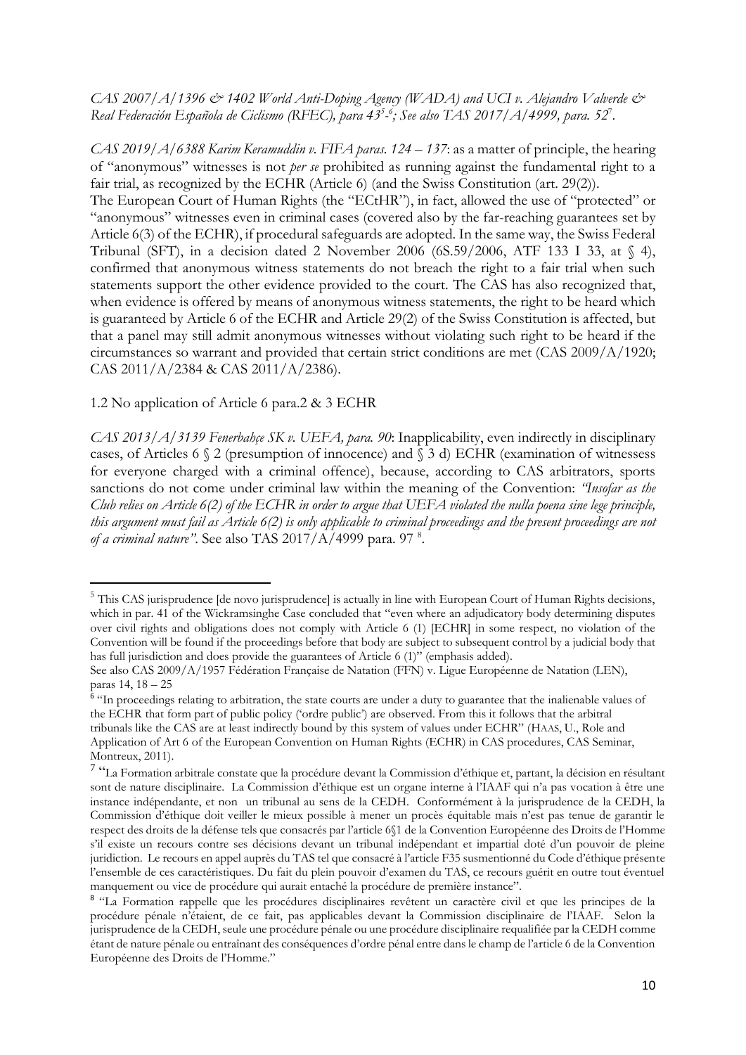*CAS 2007/A/1396 & 1402 World Anti-Doping Agency (WADA) and UCI v. Alejandro Valverde & Real Federación Española de Ciclismo (RFEC), para 43*[5]*-*[6]*; See also TAS 2017/A/4999, para. 52*[7].

*CAS 2019/A/6388 Karim Keramuddin v. FIFA paras. 124 – 137*: as a matter of principle, the hearing of "anonymous" witnesses is not *per se* prohibited as running against the fundamental right to a fair trial, as recognized by the ECHR (Article 6) (and the Swiss Constitution (art. 29(2)).
The European Court of Human Rights (the "ECtHR"), in fact, allowed the use of "protected" or "anonymous" witnesses even in criminal cases (covered also by the far-reaching guarantees set by Article 6(3) of the ECHR), if procedural safeguards are adopted. In the same way, the Swiss Federal Tribunal (SFT), in a decision dated 2 November 2006 (6S.59/2006, ATF 133 I 33, at § 4), confirmed that anonymous witness statements do not breach the right to a fair trial when such statements support the other evidence provided to the court. The CAS has also recognized that, when evidence is offered by means of anonymous witness statements, the right to be heard which is guaranteed by Article 6 of the ECHR and Article 29(2) of the Swiss Constitution is affected, but that a panel may still admit anonymous witnesses without violating such right to be heard if the circumstances so warrant and provided that certain strict conditions are met (CAS 2009/A/1920; CAS 2011/A/2384 & CAS 2011/A/2386).

1.2 No application of Article 6 para.2 & 3 ECHR

*CAS 2013/A/3139 Fenerbahçe SK v. UEFA, para. 90*: Inapplicability, even indirectly in disciplinary cases, of Articles 6 § 2 (presumption of innocence) and § 3 d) ECHR (examination of witnessess for everyone charged with a criminal offence), because, according to CAS arbitrators, sports sanctions do not come under criminal law within the meaning of the Convention: *"Insofar as the Club relies on Article 6(2) of the ECHR in order to argue that UEFA violated the nulla poena sine lege principle, this argument must fail as Article 6(2) is only applicable to criminal proceedings and the present proceedings are not of a criminal nature"*. See also TAS 2017/A/4999 para. 97 [8].

---

[5] This CAS jurisprudence [de novo jurisprudence] is actually in line with European Court of Human Rights decisions, which in par. 41 of the Wickramsinghe Case concluded that "even where an adjudicatory body determining disputes over civil rights and obligations does not comply with Article 6 (1) [ECHR] in some respect, no violation of the Convention will be found if the proceedings before that body are subject to subsequent control by a judicial body that has full jurisdiction and does provide the guarantees of Article 6 (1)" (emphasis added).
See also CAS 2009/A/1957 Fédération Française de Natation (FFN) v. Ligue Européenne de Natation (LEN), paras 14, 18 – 25

[6] "In proceedings relating to arbitration, the state courts are under a duty to guarantee that the inalienable values of the ECHR that form part of public policy ('ordre public') are observed. From this it follows that the arbitral tribunals like the CAS are at least indirectly bound by this system of values under ECHR" (HAAS, U., Role and Application of Art 6 of the European Convention on Human Rights (ECHR) in CAS procedures, CAS Seminar, Montreux, 2011).

[7] "La Formation arbitrale constate que la procédure devant la Commission d'éthique et, partant, la décision en résultant sont de nature disciplinaire. La Commission d'éthique est un organe interne à l'IAAF qui n'a pas vocation à être une instance indépendante, et non un tribunal au sens de la CEDH. Conformément à la jurisprudence de la CEDH, la Commission d'éthique doit veiller le mieux possible à mener un procès équitable mais n'est pas tenue de garantir le respect des droits de la défense tels que consacrés par l'article 6§1 de la Convention Européenne des Droits de l'Homme s'il existe un recours contre ses décisions devant un tribunal indépendant et impartial doté d'un pouvoir de pleine juridiction. Le recours en appel auprès du TAS tel que consacré à l'article F35 susmentionné du Code d'éthique présente l'ensemble de ces caractéristiques. Du fait du plein pouvoir d'examen du TAS, ce recours guérit en outre tout éventuel manquement ou vice de procédure qui aurait entaché la procédure de première instance".

[8] "La Formation rappelle que les procédures disciplinaires revêtent un caractère civil et que les principes de la procédure pénale n'étaient, de ce fait, pas applicables devant la Commission disciplinaire de l'IAAF. Selon la jurisprudence de la CEDH, seule une procédure pénale ou une procédure disciplinaire requalifiée par la CEDH comme étant de nature pénale ou entraînant des conséquences d'ordre pénal entre dans le champ de l'article 6 de la Convention Européenne des Droits de l'Homme."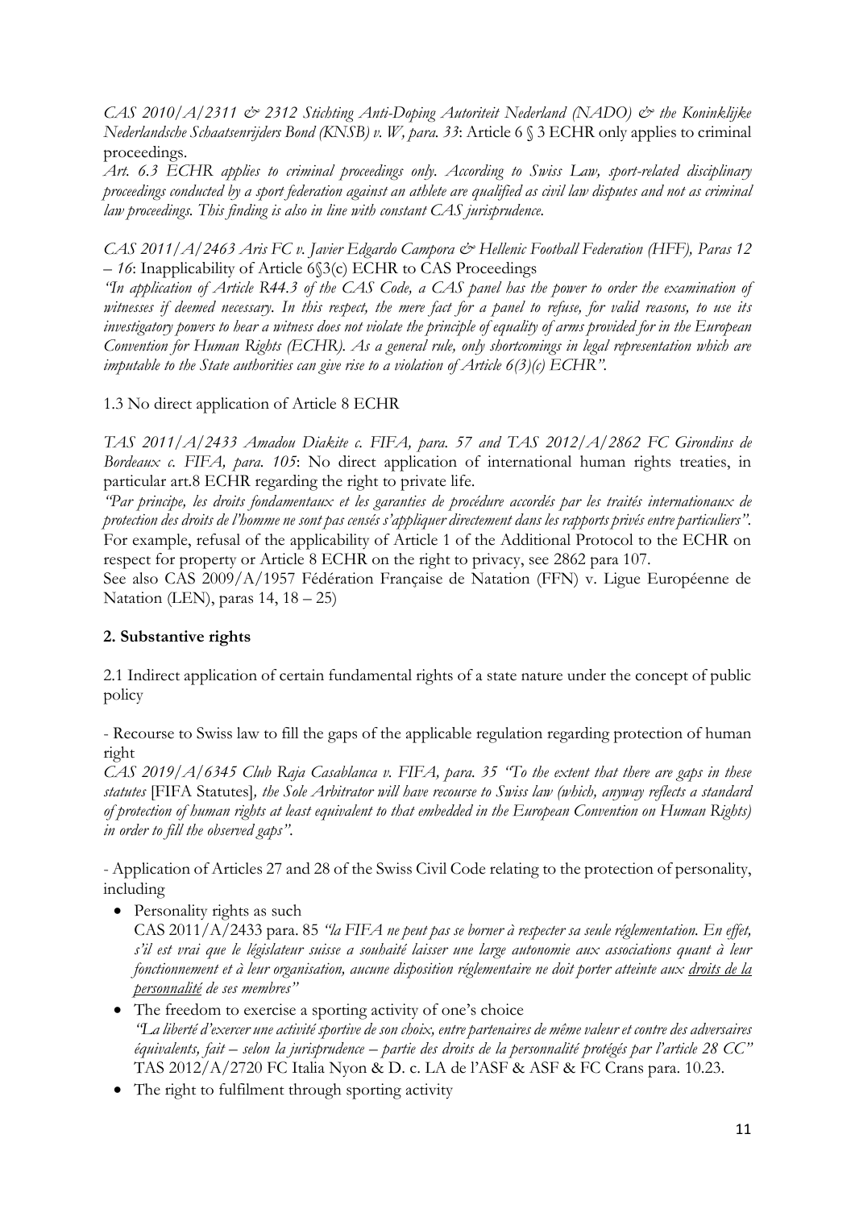*CAS 2010/A/2311 & 2312 Stichting Anti-Doping Autoriteit Nederland (NADO) & the Koninklijke Nederlandsche Schaatsenrijders Bond (KNSB) v. W, para. 33*: Article 6 § 3 ECHR only applies to criminal proceedings.

*Art. 6.3 ECHR applies to criminal proceedings only. According to Swiss Law, sport-related disciplinary proceedings conducted by a sport federation against an athlete are qualified as civil law disputes and not as criminal law proceedings. This finding is also in line with constant CAS jurisprudence.*

*CAS 2011/A/2463 Aris FC v. Javier Edgardo Campora & Hellenic Football Federation (HFF), Paras 12 – 16*: Inapplicability of Article 6§3(c) ECHR to CAS Proceedings

*"In application of Article R44.3 of the CAS Code, a CAS panel has the power to order the examination of witnesses if deemed necessary. In this respect, the mere fact for a panel to refuse, for valid reasons, to use its investigatory powers to hear a witness does not violate the principle of equality of arms provided for in the European Convention for Human Rights (ECHR). As a general rule, only shortcomings in legal representation which are imputable to the State authorities can give rise to a violation of Article 6(3)(c) ECHR".*

1.3 No direct application of Article 8 ECHR

*TAS 2011/A/2433 Amadou Diakite c. FIFA, para. 57 and TAS 2012/A/2862 FC Girondins de Bordeaux c. FIFA, para. 105*: No direct application of international human rights treaties, in particular art.8 ECHR regarding the right to private life.

*"Par principe, les droits fondamentaux et les garanties de procédure accordés par les traités internationaux de protection des droits de l'homme ne sont pas censés s'appliquer directement dans les rapports privés entre particuliers".*
For example, refusal of the applicability of Article 1 of the Additional Protocol to the ECHR on respect for property or Article 8 ECHR on the right to privacy, see 2862 para 107.
See also CAS 2009/A/1957 Fédération Française de Natation (FFN) v. Ligue Européenne de Natation (LEN), paras 14, 18 – 25)

**2. Substantive rights**

2.1 Indirect application of certain fundamental rights of a state nature under the concept of public policy

- Recourse to Swiss law to fill the gaps of the applicable regulation regarding protection of human right

*CAS 2019/A/6345 Club Raja Casablanca v. FIFA, para. 35 "To the extent that there are gaps in these statutes* [FIFA Statutes]*, the Sole Arbitrator will have recourse to Swiss law (which, anyway reflects a standard of protection of human rights at least equivalent to that embedded in the European Convention on Human Rights) in order to fill the observed gaps".*

- Application of Articles 27 and 28 of the Swiss Civil Code relating to the protection of personality, including

- Personality rights as such
  CAS 2011/A/2433 para. 85 *"la FIFA ne peut pas se borner à respecter sa seule réglementation. En effet, s'il est vrai que le législateur suisse a souhaité laisser une large autonomie aux associations quant à leur fonctionnement et à leur organisation, aucune disposition réglementaire ne doit porter atteinte aux <u>droits de la personnalité</u> de ses membres"*
- The freedom to exercise a sporting activity of one's choice
  *"La liberté d'exercer une activité sportive de son choix, entre partenaires de même valeur et contre des adversaires équivalents, fait – selon la jurisprudence – partie des droits de la personnalité protégés par l'article 28 CC"* TAS 2012/A/2720 FC Italia Nyon & D. c. LA de l'ASF & ASF & FC Crans para. 10.23.
- The right to fulfilment through sporting activity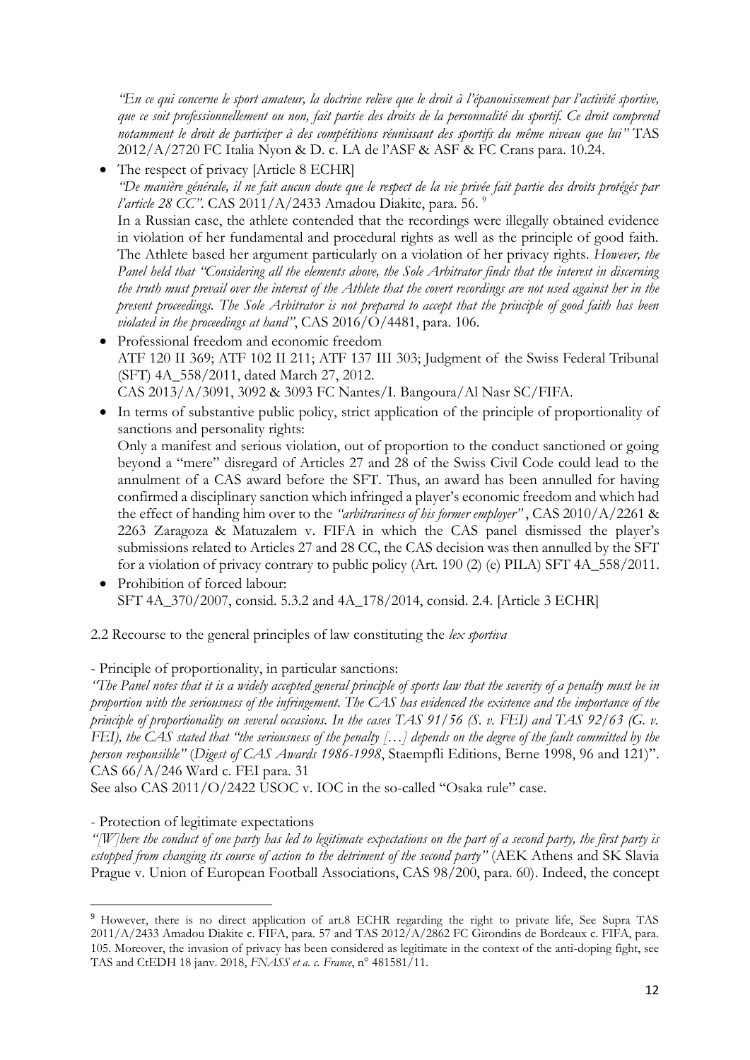*"En ce qui concerne le sport amateur, la doctrine relève que le droit à l'épanouissement par l'activité sportive, que ce soit professionnellement ou non, fait partie des droits de la personnalité du sportif. Ce droit comprend notamment le droit de participer à des compétitions réunissant des sportifs du même niveau que lui"* TAS 2012/A/2720 FC Italia Nyon & D. c. LA de l'ASF & ASF & FC Crans para. 10.24.

- The respect of privacy [Article 8 ECHR]
  *"De manière générale, il ne fait aucun doute que le respect de la vie privée fait partie des droits protégés par l'article 28 CC".* CAS 2011/A/2433 Amadou Diakite, para. 56. [9]
  In a Russian case, the athlete contended that the recordings were illegally obtained evidence in violation of her fundamental and procedural rights as well as the principle of good faith. The Athlete based her argument particularly on a violation of her privacy rights. *However, the Panel held that "Considering all the elements above, the Sole Arbitrator finds that the interest in discerning the truth must prevail over the interest of the Athlete that the covert recordings are not used against her in the present proceedings. The Sole Arbitrator is not prepared to accept that the principle of good faith has been violated in the proceedings at hand"*, CAS 2016/O/4481, para. 106.
- Professional freedom and economic freedom
  ATF 120 II 369; ATF 102 II 211; ATF 137 III 303; Judgment of the Swiss Federal Tribunal (SFT) 4A_558/2011, dated March 27, 2012.
  CAS 2013/A/3091, 3092 & 3093 FC Nantes/I. Bangoura/Al Nasr SC/FIFA.
- In terms of substantive public policy, strict application of the principle of proportionality of sanctions and personality rights:
  Only a manifest and serious violation, out of proportion to the conduct sanctioned or going beyond a "mere" disregard of Articles 27 and 28 of the Swiss Civil Code could lead to the annulment of a CAS award before the SFT. Thus, an award has been annulled for having confirmed a disciplinary sanction which infringed a player's economic freedom and which had the effect of handing him over to the *"arbitrariness of his former employer"*, CAS 2010/A/2261 & 2263 Zaragoza & Matuzalem v. FIFA in which the CAS panel dismissed the player's submissions related to Articles 27 and 28 CC, the CAS decision was then annulled by the SFT for a violation of privacy contrary to public policy (Art. 190 (2) (e) PILA) SFT 4A_558/2011.
- Prohibition of forced labour:
  SFT 4A_370/2007, consid. 5.3.2 and 4A_178/2014, consid. 2.4. [Article 3 ECHR]

2.2 Recourse to the general principles of law constituting the *lex sportiva*

- Principle of proportionality, in particular sanctions:

*"The Panel notes that it is a widely accepted general principle of sports law that the severity of a penalty must be in proportion with the seriousness of the infringement. The CAS has evidenced the existence and the importance of the principle of proportionality on several occasions. In the cases TAS 91/56 (S. v. FEI) and TAS 92/63 (G. v. FEI), the CAS stated that "the seriousness of the penalty […] depends on the degree of the fault committed by the person responsible" (Digest of CAS Awards 1986-1998*, Staempfli Editions, Berne 1998, 96 and 121)". CAS 66/A/246 Ward c. FEI para. 31

See also CAS 2011/O/2422 USOC v. IOC in the so-called "Osaka rule" case.

- Protection of legitimate expectations

*"[W]here the conduct of one party has led to legitimate expectations on the part of a second party, the first party is estopped from changing its course of action to the detriment of the second party"* (AEK Athens and SK Slavia Prague v. Union of European Football Associations, CAS 98/200, para. 60). Indeed, the concept

---

[9] However, there is no direct application of art.8 ECHR regarding the right to private life, See Supra TAS 2011/A/2433 Amadou Diakite c. FIFA, para. 57 and TAS 2012/A/2862 FC Girondins de Bordeaux c. FIFA, para. 105. Moreover, the invasion of privacy has been considered as legitimate in the context of the anti-doping fight, see TAS and CtEDH 18 janv. 2018, *FNASS et a. c. France*, n° 481581/11.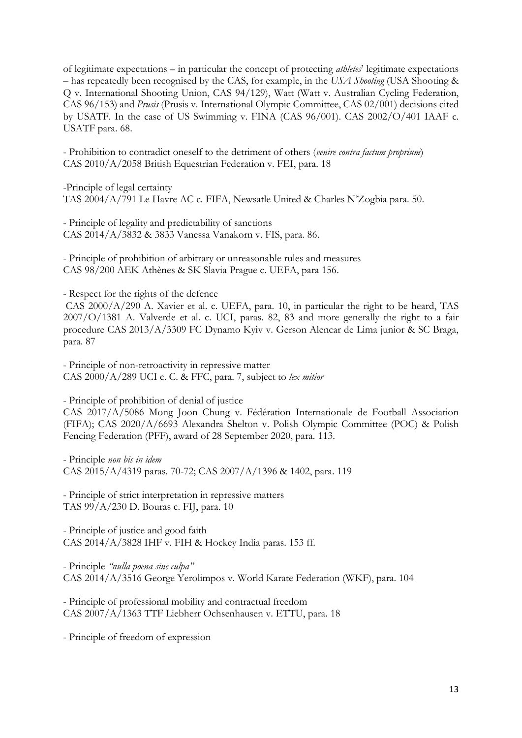of legitimate expectations – in particular the concept of protecting *athletes*' legitimate expectations – has repeatedly been recognised by the CAS, for example, in the *USA Shooting* (USA Shooting & Q v. International Shooting Union, CAS 94/129), Watt (Watt v. Australian Cycling Federation, CAS 96/153) and *Prusis* (Prusis v. International Olympic Committee, CAS 02/001) decisions cited by USATF. In the case of US Swimming v. FINA (CAS 96/001). CAS 2002/O/401 IAAF c. USATF para. 68.

- Prohibition to contradict oneself to the detriment of others (*venire contra factum proprium*)
CAS 2010/A/2058 British Equestrian Federation v. FEI, para. 18

-Principle of legal certainty
TAS 2004/A/791 Le Havre AC c. FIFA, Newsatle United & Charles N'Zogbia para. 50.

- Principle of legality and predictability of sanctions
CAS 2014/A/3832 & 3833 Vanessa Vanakorn v. FIS, para. 86.

- Principle of prohibition of arbitrary or unreasonable rules and measures
CAS 98/200 AEK Athènes & SK Slavia Prague c. UEFA, para 156.

- Respect for the rights of the defence
CAS 2000/A/290 A. Xavier et al. c. UEFA, para. 10, in particular the right to be heard, TAS 2007/O/1381 A. Valverde et al. c. UCI, paras. 82, 83 and more generally the right to a fair procedure CAS 2013/A/3309 FC Dynamo Kyiv v. Gerson Alencar de Lima junior & SC Braga, para. 87

- Principle of non-retroactivity in repressive matter
CAS 2000/A/289 UCI c. C. & FFC, para. 7, subject to *lex mitior*

- Principle of prohibition of denial of justice
CAS 2017/A/5086 Mong Joon Chung v. Fédération Internationale de Football Association (FIFA); CAS 2020/A/6693 Alexandra Shelton v. Polish Olympic Committee (POC) & Polish Fencing Federation (PFF), award of 28 September 2020, para. 113.

- Principle *non bis in idem*
CAS 2015/A/4319 paras. 70-72; CAS 2007/A/1396 & 1402, para. 119

- Principle of strict interpretation in repressive matters
TAS 99/A/230 D. Bouras c. FIJ, para. 10

- Principle of justice and good faith
CAS 2014/A/3828 IHF v. FIH & Hockey India paras. 153 ff.

- Principle *"nulla poena sine culpa"*
CAS 2014/A/3516 George Yerolimpos v. World Karate Federation (WKF), para. 104

- Principle of professional mobility and contractual freedom
CAS 2007/A/1363 TTF Liebherr Ochsenhausen v. ETTU, para. 18

- Principle of freedom of expression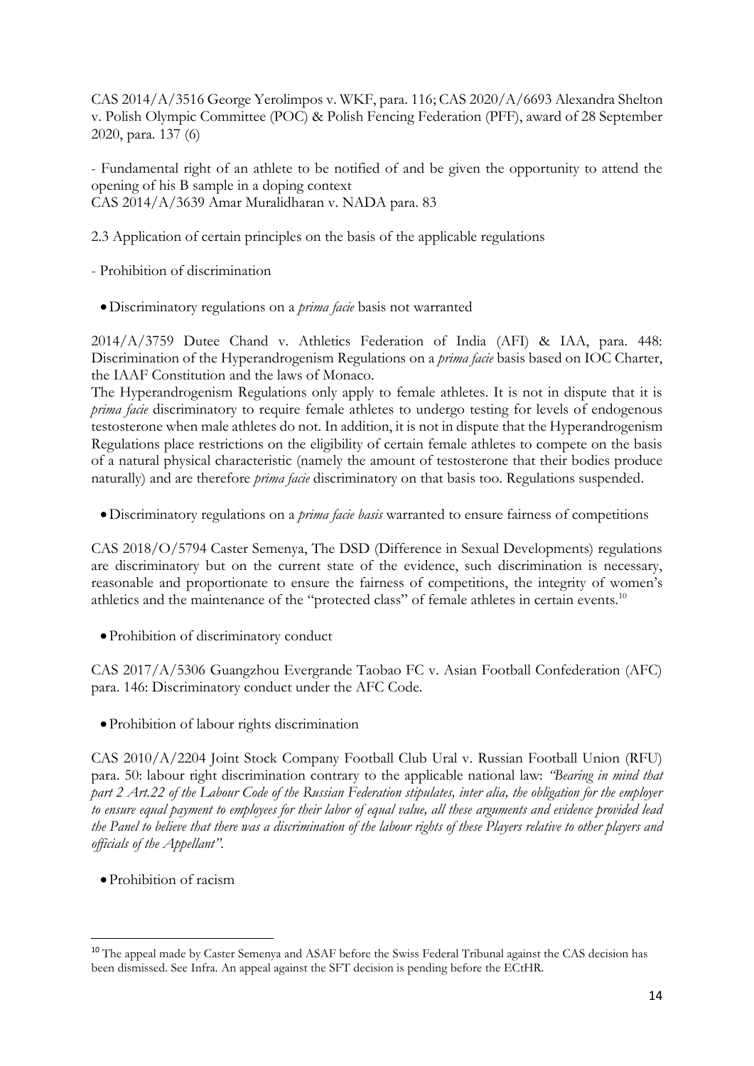CAS 2014/A/3516 George Yerolimpos v. WKF, para. 116; CAS 2020/A/6693 Alexandra Shelton v. Polish Olympic Committee (POC) & Polish Fencing Federation (PFF), award of 28 September 2020, para. 137 (6)

- Fundamental right of an athlete to be notified of and be given the opportunity to attend the opening of his B sample in a doping context
CAS 2014/A/3639 Amar Muralidharan v. NADA para. 83

2.3 Application of certain principles on the basis of the applicable regulations

- Prohibition of discrimination

- Discriminatory regulations on a *prima facie* basis not warranted

2014/A/3759 Dutee Chand v. Athletics Federation of India (AFI) & IAA, para. 448: Discrimination of the Hyperandrogenism Regulations on a *prima facie* basis based on IOC Charter, the IAAF Constitution and the laws of Monaco.
The Hyperandrogenism Regulations only apply to female athletes. It is not in dispute that it is *prima facie* discriminatory to require female athletes to undergo testing for levels of endogenous testosterone when male athletes do not. In addition, it is not in dispute that the Hyperandrogenism Regulations place restrictions on the eligibility of certain female athletes to compete on the basis of a natural physical characteristic (namely the amount of testosterone that their bodies produce naturally) and are therefore *prima facie* discriminatory on that basis too. Regulations suspended.

- Discriminatory regulations on a *prima facie basis* warranted to ensure fairness of competitions

CAS 2018/O/5794 Caster Semenya, The DSD (Difference in Sexual Developments) regulations are discriminatory but on the current state of the evidence, such discrimination is necessary, reasonable and proportionate to ensure the fairness of competitions, the integrity of women's athletics and the maintenance of the "protected class" of female athletes in certain events.[10]

- Prohibition of discriminatory conduct

CAS 2017/A/5306 Guangzhou Evergrande Taobao FC v. Asian Football Confederation (AFC) para. 146: Discriminatory conduct under the AFC Code.

- Prohibition of labour rights discrimination

CAS 2010/A/2204 Joint Stock Company Football Club Ural v. Russian Football Union (RFU) para. 50: labour right discrimination contrary to the applicable national law: *"Bearing in mind that part 2 Art.22 of the Labour Code of the Russian Federation stipulates, inter alia, the obligation for the employer to ensure equal payment to employees for their labor of equal value, all these arguments and evidence provided lead the Panel to believe that there was a discrimination of the labour rights of these Players relative to other players and officials of the Appellant"*.

- Prohibition of racism

---

[10] The appeal made by Caster Semenya and ASAF before the Swiss Federal Tribunal against the CAS decision has been dismissed. See Infra. An appeal against the SFT decision is pending before the ECtHR.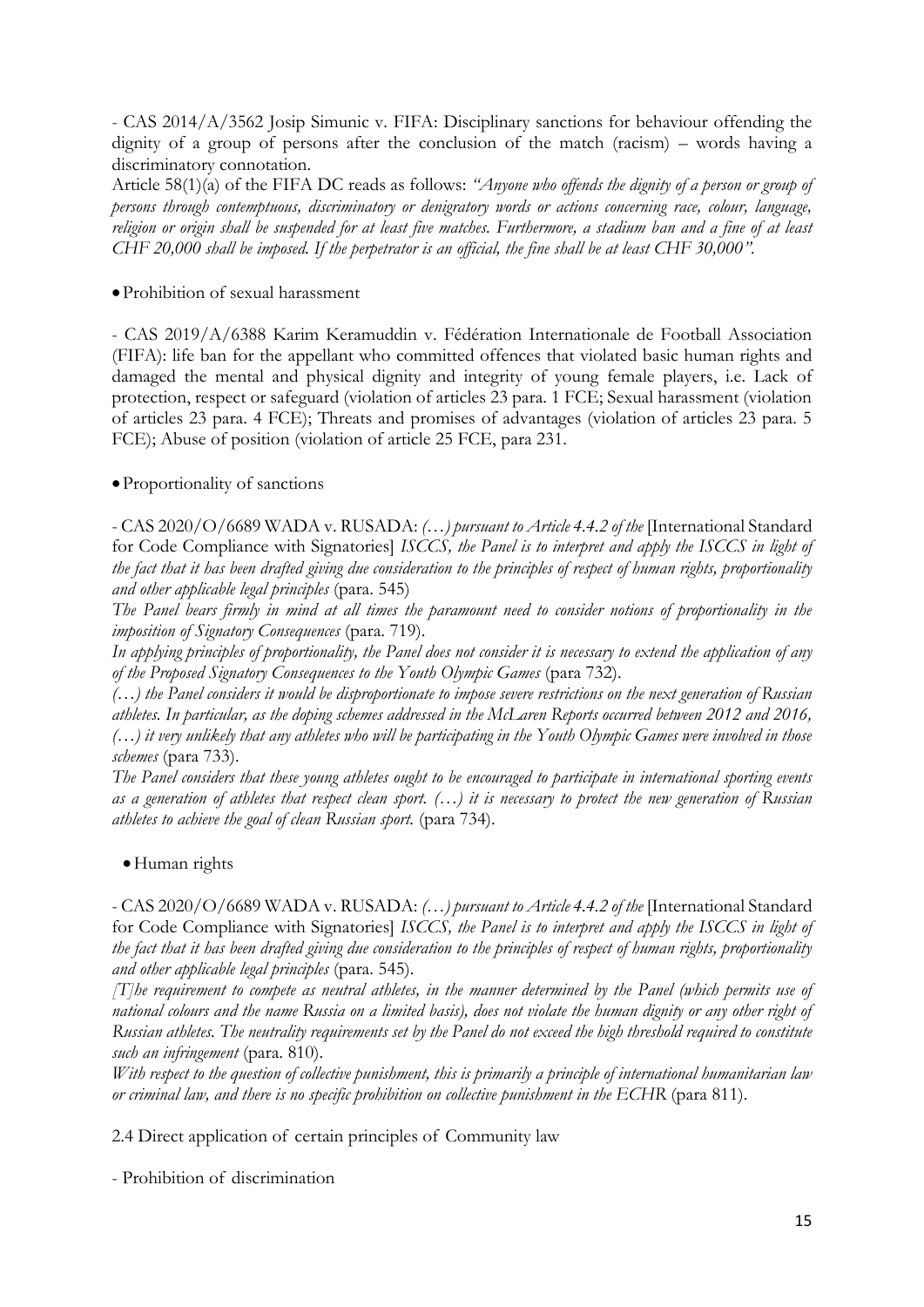- CAS 2014/A/3562 Josip Simunic v. FIFA: Disciplinary sanctions for behaviour offending the dignity of a group of persons after the conclusion of the match (racism) – words having a discriminatory connotation.

Article 58(1)(a) of the FIFA DC reads as follows: *"Anyone who offends the dignity of a person or group of persons through contemptuous, discriminatory or denigratory words or actions concerning race, colour, language, religion or origin shall be suspended for at least five matches. Furthermore, a stadium ban and a fine of at least CHF 20,000 shall be imposed. If the perpetrator is an official, the fine shall be at least CHF 30,000".*

- Prohibition of sexual harassment

- CAS 2019/A/6388 Karim Keramuddin v. Fédération Internationale de Football Association (FIFA): life ban for the appellant who committed offences that violated basic human rights and damaged the mental and physical dignity and integrity of young female players, i.e. Lack of protection, respect or safeguard (violation of articles 23 para. 1 FCE; Sexual harassment (violation of articles 23 para. 4 FCE); Threats and promises of advantages (violation of articles 23 para. 5 FCE); Abuse of position (violation of article 25 FCE, para 231.

- Proportionality of sanctions

- CAS 2020/O/6689 WADA v. RUSADA: *(…) pursuant to Article 4.4.2 of the* [International Standard for Code Compliance with Signatories] *ISCCS, the Panel is to interpret and apply the ISCCS in light of the fact that it has been drafted giving due consideration to the principles of respect of human rights, proportionality and other applicable legal principles* (para. 545)

*The Panel bears firmly in mind at all times the paramount need to consider notions of proportionality in the imposition of Signatory Consequences* (para. 719).

*In applying principles of proportionality, the Panel does not consider it is necessary to extend the application of any of the Proposed Signatory Consequences to the Youth Olympic Games* (para 732).

*(…) the Panel considers it would be disproportionate to impose severe restrictions on the next generation of Russian athletes. In particular, as the doping schemes addressed in the McLaren Reports occurred between 2012 and 2016, (…) it very unlikely that any athletes who will be participating in the Youth Olympic Games were involved in those schemes* (para 733).

*The Panel considers that these young athletes ought to be encouraged to participate in international sporting events as a generation of athletes that respect clean sport. (…) it is necessary to protect the new generation of Russian athletes to achieve the goal of clean Russian sport.* (para 734).

- Human rights

- CAS 2020/O/6689 WADA v. RUSADA: *(…) pursuant to Article 4.4.2 of the* [International Standard for Code Compliance with Signatories] *ISCCS, the Panel is to interpret and apply the ISCCS in light of the fact that it has been drafted giving due consideration to the principles of respect of human rights, proportionality and other applicable legal principles* (para. 545).

*[T]he requirement to compete as neutral athletes, in the manner determined by the Panel (which permits use of national colours and the name Russia on a limited basis), does not violate the human dignity or any other right of Russian athletes. The neutrality requirements set by the Panel do not exceed the high threshold required to constitute such an infringement* (para. 810).

*With respect to the question of collective punishment, this is primarily a principle of international humanitarian law or criminal law, and there is no specific prohibition on collective punishment in the ECHR* (para 811).

2.4 Direct application of certain principles of Community law

- Prohibition of discrimination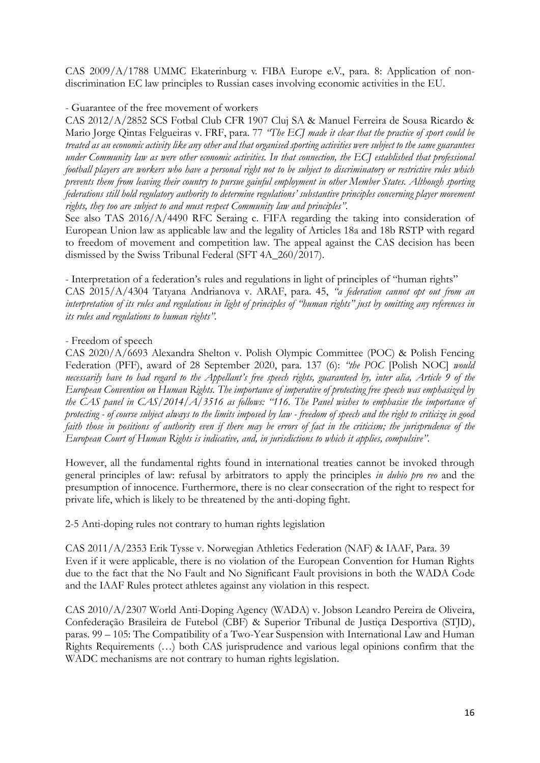CAS 2009/A/1788 UMMC Ekaterinburg v. FIBA Europe e.V., para. 8: Application of non-discrimination EC law principles to Russian cases involving economic activities in the EU.

- Guarantee of the free movement of workers

CAS 2012/A/2852 SCS Fotbal Club CFR 1907 Cluj SA & Manuel Ferreira de Sousa Ricardo & Mario Jorge Qintas Felgueiras v. FRF, para. 77 *"The ECJ made it clear that the practice of sport could be treated as an economic activity like any other and that organised sporting activities were subject to the same guarantees under Community law as were other economic activities. In that connection, the ECJ established that professional football players are workers who have a personal right not to be subject to discriminatory or restrictive rules which prevents them from leaving their country to pursue gainful employment in other Member States. Although sporting federations still hold regulatory authority to determine regulations' substantive principles concerning player movement rights, they too are subject to and must respect Community law and principles".*

See also TAS 2016/A/4490 RFC Seraing c. FIFA regarding the taking into consideration of European Union law as applicable law and the legality of Articles 18a and 18b RSTP with regard to freedom of movement and competition law. The appeal against the CAS decision has been dismissed by the Swiss Tribunal Federal (SFT 4A_260/2017).

- Interpretation of a federation's rules and regulations in light of principles of "human rights"

CAS 2015/A/4304 Tatyana Andrianova v. ARAF, para. 45, *"a federation cannot opt out from an interpretation of its rules and regulations in light of principles of "human rights" just by omitting any references in its rules and regulations to human rights".*

- Freedom of speech

CAS 2020/A/6693 Alexandra Shelton v. Polish Olympic Committee (POC) & Polish Fencing Federation (PFF), award of 28 September 2020, para. 137 (6): *"the POC* [Polish NOC] *would necessarily have to had regard to the Appellant's free speech rights, guaranteed by, inter alia, Article 9 of the European Convention on Human Rights. The importance of imperative of protecting free speech was emphasized by the CAS panel in CAS/2014/A/3516 as follows: "116. The Panel wishes to emphasise the importance of protecting - of course subject always to the limits imposed by law - freedom of speech and the right to criticize in good faith those in positions of authority even if there may be errors of fact in the criticism; the jurisprudence of the European Court of Human Rights is indicative, and, in jurisdictions to which it applies, compulsive".*

However, all the fundamental rights found in international treaties cannot be invoked through general principles of law: refusal by arbitrators to apply the principles *in dubio pro reo* and the presumption of innocence. Furthermore, there is no clear consecration of the right to respect for private life, which is likely to be threatened by the anti-doping fight.

2-5 Anti-doping rules not contrary to human rights legislation

CAS 2011/A/2353 Erik Tysse v. Norwegian Athletics Federation (NAF) & IAAF, Para. 39
Even if it were applicable, there is no violation of the European Convention for Human Rights due to the fact that the No Fault and No Significant Fault provisions in both the WADA Code and the IAAF Rules protect athletes against any violation in this respect.

CAS 2010/A/2307 World Anti-Doping Agency (WADA) v. Jobson Leandro Pereira de Oliveira, Confederação Brasileira de Futebol (CBF) & Superior Tribunal de Justiça Desportiva (STJD), paras. 99 – 105: The Compatibility of a Two-Year Suspension with International Law and Human Rights Requirements (…) both CAS jurisprudence and various legal opinions confirm that the WADC mechanisms are not contrary to human rights legislation.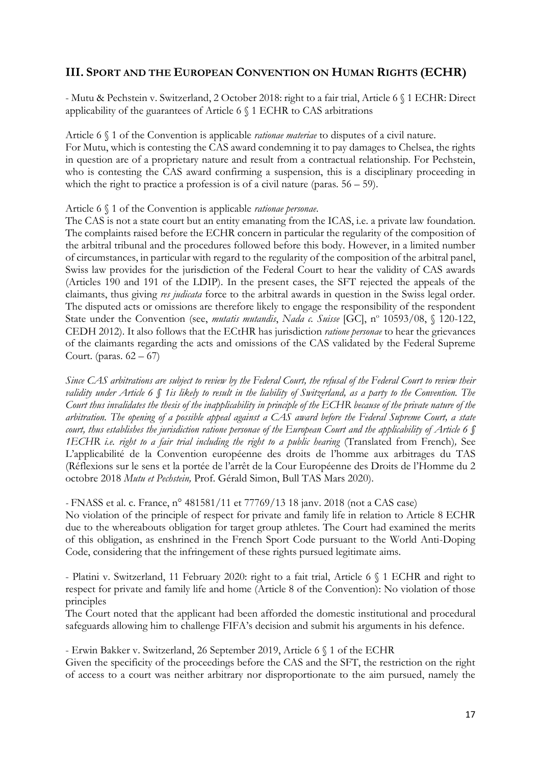## III. Sport and the European Convention on Human Rights (ECHR)

- Mutu & Pechstein v. Switzerland, 2 October 2018: right to a fair trial, Article 6 § 1 ECHR: Direct applicability of the guarantees of Article 6 § 1 ECHR to CAS arbitrations

Article 6 § 1 of the Convention is applicable *rationae materiae* to disputes of a civil nature.
For Mutu, which is contesting the CAS award condemning it to pay damages to Chelsea, the rights in question are of a proprietary nature and result from a contractual relationship. For Pechstein, who is contesting the CAS award confirming a suspension, this is a disciplinary proceeding in which the right to practice a profession is of a civil nature (paras. 56 – 59).

Article 6 § 1 of the Convention is applicable *rationae personae*.
The CAS is not a state court but an entity emanating from the ICAS, i.e. a private law foundation. The complaints raised before the ECHR concern in particular the regularity of the composition of the arbitral tribunal and the procedures followed before this body. However, in a limited number of circumstances, in particular with regard to the regularity of the composition of the arbitral panel, Swiss law provides for the jurisdiction of the Federal Court to hear the validity of CAS awards (Articles 190 and 191 of the LDIP). In the present cases, the SFT rejected the appeals of the claimants, thus giving *res judicata* force to the arbitral awards in question in the Swiss legal order. The disputed acts or omissions are therefore likely to engage the responsibility of the respondent State under the Convention (see, *mutatis mutandis*, *Nada c. Suisse* [GC], nº 10593/08, § 120-122, CEDH 2012). It also follows that the ECtHR has jurisdiction *ratione personae* to hear the grievances of the claimants regarding the acts and omissions of the CAS validated by the Federal Supreme Court. (paras. 62 – 67)

*Since CAS arbitrations are subject to review by the Federal Court, the refusal of the Federal Court to review their validity under Article 6 § 1is likely to result in the liability of Switzerland, as a party to the Convention. The Court thus invalidates the thesis of the inapplicability in principle of the ECHR because of the private nature of the arbitration. The opening of a possible appeal against a CAS award before the Federal Supreme Court, a state court, thus establishes the jurisdiction ratione personae of the European Court and the applicability of Article 6 § 1ECHR i.e. right to a fair trial including the right to a public hearing* (Translated from French)*,* See L'applicabilité de la Convention européenne des droits de l'homme aux arbitrages du TAS (Réflexions sur le sens et la portée de l'arrêt de la Cour Européenne des Droits de l'Homme du 2 octobre 2018 *Mutu et Pechstein,* Prof. Gérald Simon, Bull TAS Mars 2020).

- FNASS et al. c. France, n° 481581/11 et 77769/13 18 janv. 2018 (not a CAS case)
No violation of the principle of respect for private and family life in relation to Article 8 ECHR due to the whereabouts obligation for target group athletes. The Court had examined the merits of this obligation, as enshrined in the French Sport Code pursuant to the World Anti-Doping Code, considering that the infringement of these rights pursued legitimate aims.

- Platini v. Switzerland, 11 February 2020: right to a fait trial, Article 6 § 1 ECHR and right to respect for private and family life and home (Article 8 of the Convention): No violation of those principles
The Court noted that the applicant had been afforded the domestic institutional and procedural safeguards allowing him to challenge FIFA's decision and submit his arguments in his defence.

- Erwin Bakker v. Switzerland, 26 September 2019, Article 6 § 1 of the ECHR
Given the specificity of the proceedings before the CAS and the SFT, the restriction on the right of access to a court was neither arbitrary nor disproportionate to the aim pursued, namely the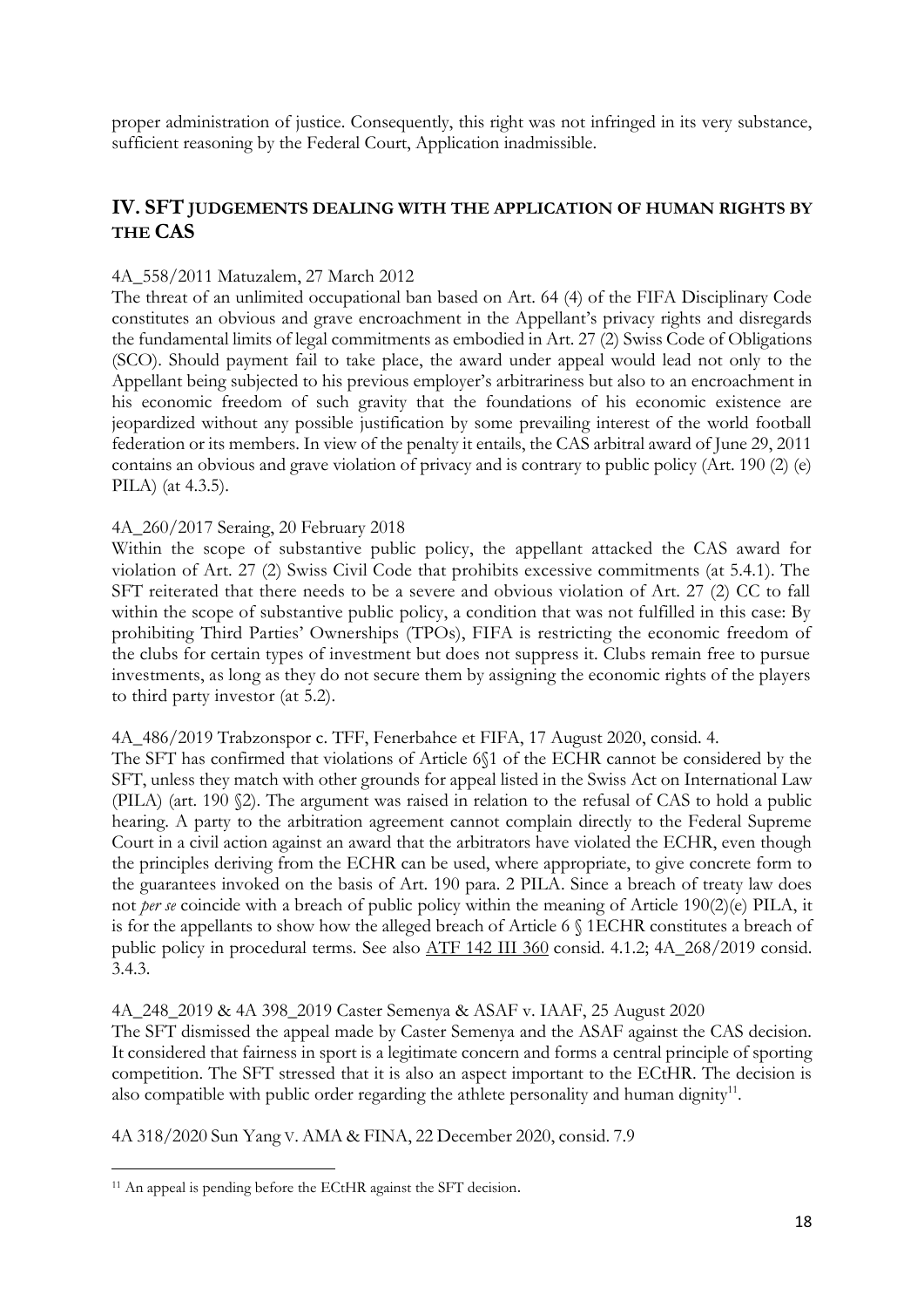proper administration of justice. Consequently, this right was not infringed in its very substance, sufficient reasoning by the Federal Court, Application inadmissible.

## IV. SFT JUDGEMENTS DEALING WITH THE APPLICATION OF HUMAN RIGHTS BY THE CAS

4A_558/2011 Matuzalem, 27 March 2012

The threat of an unlimited occupational ban based on Art. 64 (4) of the FIFA Disciplinary Code constitutes an obvious and grave encroachment in the Appellant's privacy rights and disregards the fundamental limits of legal commitments as embodied in Art. 27 (2) Swiss Code of Obligations (SCO). Should payment fail to take place, the award under appeal would lead not only to the Appellant being subjected to his previous employer's arbitrariness but also to an encroachment in his economic freedom of such gravity that the foundations of his economic existence are jeopardized without any possible justification by some prevailing interest of the world football federation or its members. In view of the penalty it entails, the CAS arbitral award of June 29, 2011 contains an obvious and grave violation of privacy and is contrary to public policy (Art. 190 (2) (e) PILA) (at 4.3.5).

4A_260/2017 Seraing, 20 February 2018

Within the scope of substantive public policy, the appellant attacked the CAS award for violation of Art. 27 (2) Swiss Civil Code that prohibits excessive commitments (at 5.4.1). The SFT reiterated that there needs to be a severe and obvious violation of Art. 27 (2) CC to fall within the scope of substantive public policy, a condition that was not fulfilled in this case: By prohibiting Third Parties' Ownerships (TPOs), FIFA is restricting the economic freedom of the clubs for certain types of investment but does not suppress it. Clubs remain free to pursue investments, as long as they do not secure them by assigning the economic rights of the players to third party investor (at 5.2).

4A_486/2019 Trabzonspor c. TFF, Fenerbahce et FIFA, 17 August 2020, consid. 4.

The SFT has confirmed that violations of Article 6§1 of the ECHR cannot be considered by the SFT, unless they match with other grounds for appeal listed in the Swiss Act on International Law (PILA) (art. 190 §2). The argument was raised in relation to the refusal of CAS to hold a public hearing. A party to the arbitration agreement cannot complain directly to the Federal Supreme Court in a civil action against an award that the arbitrators have violated the ECHR, even though the principles deriving from the ECHR can be used, where appropriate, to give concrete form to the guarantees invoked on the basis of Art. 190 para. 2 PILA. Since a breach of treaty law does not *per se* coincide with a breach of public policy within the meaning of Article 190(2)(e) PILA, it is for the appellants to show how the alleged breach of Article 6 § 1ECHR constitutes a breach of public policy in procedural terms. See also ATF 142 III 360 consid. 4.1.2; 4A_268/2019 consid. 3.4.3.

4A_248_2019 & 4A 398_2019 Caster Semenya & ASAF v. IAAF, 25 August 2020

The SFT dismissed the appeal made by Caster Semenya and the ASAF against the CAS decision. It considered that fairness in sport is a legitimate concern and forms a central principle of sporting competition. The SFT stressed that it is also an aspect important to the ECtHR. The decision is also compatible with public order regarding the athlete personality and human dignity[11].

4A 318/2020 Sun Yang v. AMA & FINA, 22 December 2020, consid. 7.9

[11] An appeal is pending before the ECtHR against the SFT decision.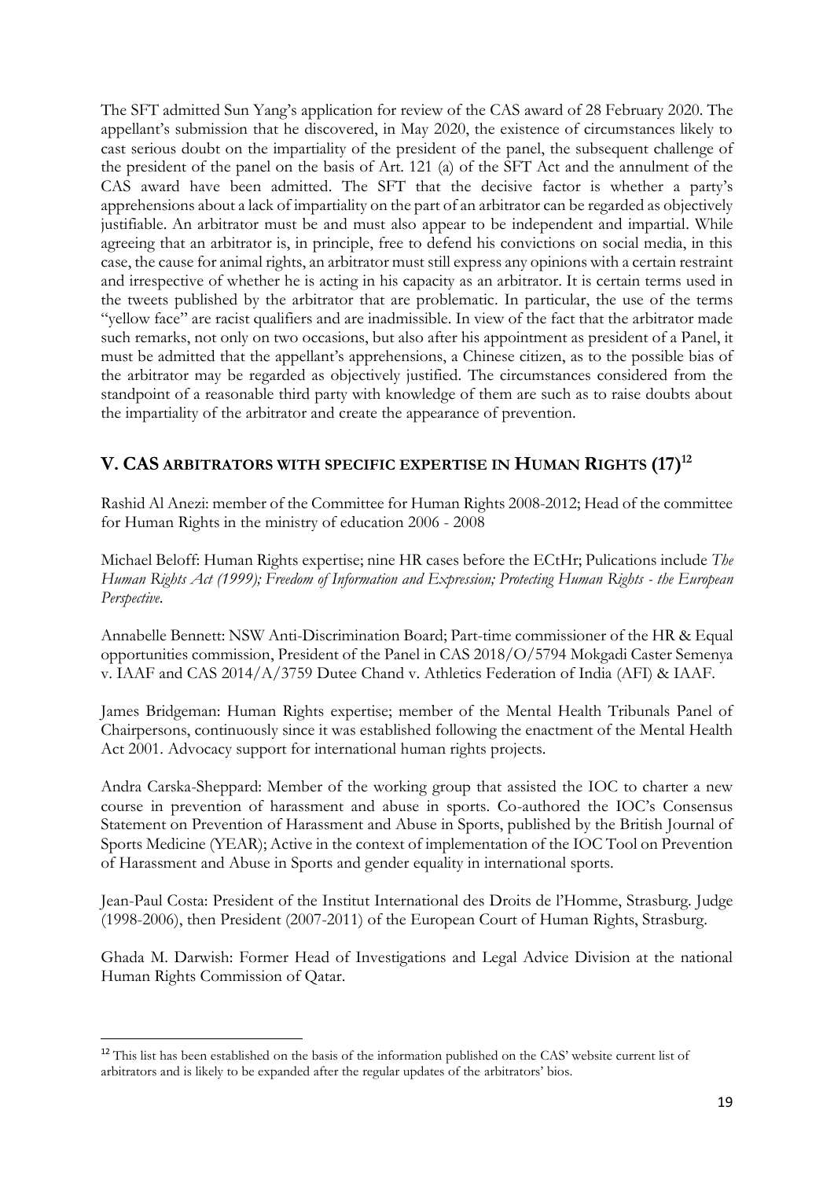The SFT admitted Sun Yang's application for review of the CAS award of 28 February 2020. The appellant's submission that he discovered, in May 2020, the existence of circumstances likely to cast serious doubt on the impartiality of the president of the panel, the subsequent challenge of the president of the panel on the basis of Art. 121 (a) of the SFT Act and the annulment of the CAS award have been admitted. The SFT that the decisive factor is whether a party's apprehensions about a lack of impartiality on the part of an arbitrator can be regarded as objectively justifiable. An arbitrator must be and must also appear to be independent and impartial. While agreeing that an arbitrator is, in principle, free to defend his convictions on social media, in this case, the cause for animal rights, an arbitrator must still express any opinions with a certain restraint and irrespective of whether he is acting in his capacity as an arbitrator. It is certain terms used in the tweets published by the arbitrator that are problematic. In particular, the use of the terms "yellow face" are racist qualifiers and are inadmissible. In view of the fact that the arbitrator made such remarks, not only on two occasions, but also after his appointment as president of a Panel, it must be admitted that the appellant's apprehensions, a Chinese citizen, as to the possible bias of the arbitrator may be regarded as objectively justified. The circumstances considered from the standpoint of a reasonable third party with knowledge of them are such as to raise doubts about the impartiality of the arbitrator and create the appearance of prevention.

## V. CAS ARBITRATORS WITH SPECIFIC EXPERTISE IN HUMAN RIGHTS (17)[12]

Rashid Al Anezi: member of the Committee for Human Rights 2008-2012; Head of the committee for Human Rights in the ministry of education 2006 - 2008

Michael Beloff: Human Rights expertise; nine HR cases before the ECtHr; Pulications include *The Human Rights Act (1999); Freedom of Information and Expression; Protecting Human Rights - the European Perspective*.

Annabelle Bennett: NSW Anti-Discrimination Board; Part-time commissioner of the HR & Equal opportunities commission, President of the Panel in CAS 2018/O/5794 Mokgadi Caster Semenya v. IAAF and CAS 2014/A/3759 Dutee Chand v. Athletics Federation of India (AFI) & IAAF.

James Bridgeman: Human Rights expertise; member of the Mental Health Tribunals Panel of Chairpersons, continuously since it was established following the enactment of the Mental Health Act 2001. Advocacy support for international human rights projects.

Andra Carska-Sheppard: Member of the working group that assisted the IOC to charter a new course in prevention of harassment and abuse in sports. Co-authored the IOC's Consensus Statement on Prevention of Harassment and Abuse in Sports, published by the British Journal of Sports Medicine (YEAR); Active in the context of implementation of the IOC Tool on Prevention of Harassment and Abuse in Sports and gender equality in international sports.

Jean-Paul Costa: President of the Institut International des Droits de l'Homme, Strasburg. Judge (1998-2006), then President (2007-2011) of the European Court of Human Rights, Strasburg.

Ghada M. Darwish: Former Head of Investigations and Legal Advice Division at the national Human Rights Commission of Qatar.

[12] This list has been established on the basis of the information published on the CAS' website current list of arbitrators and is likely to be expanded after the regular updates of the arbitrators' bios.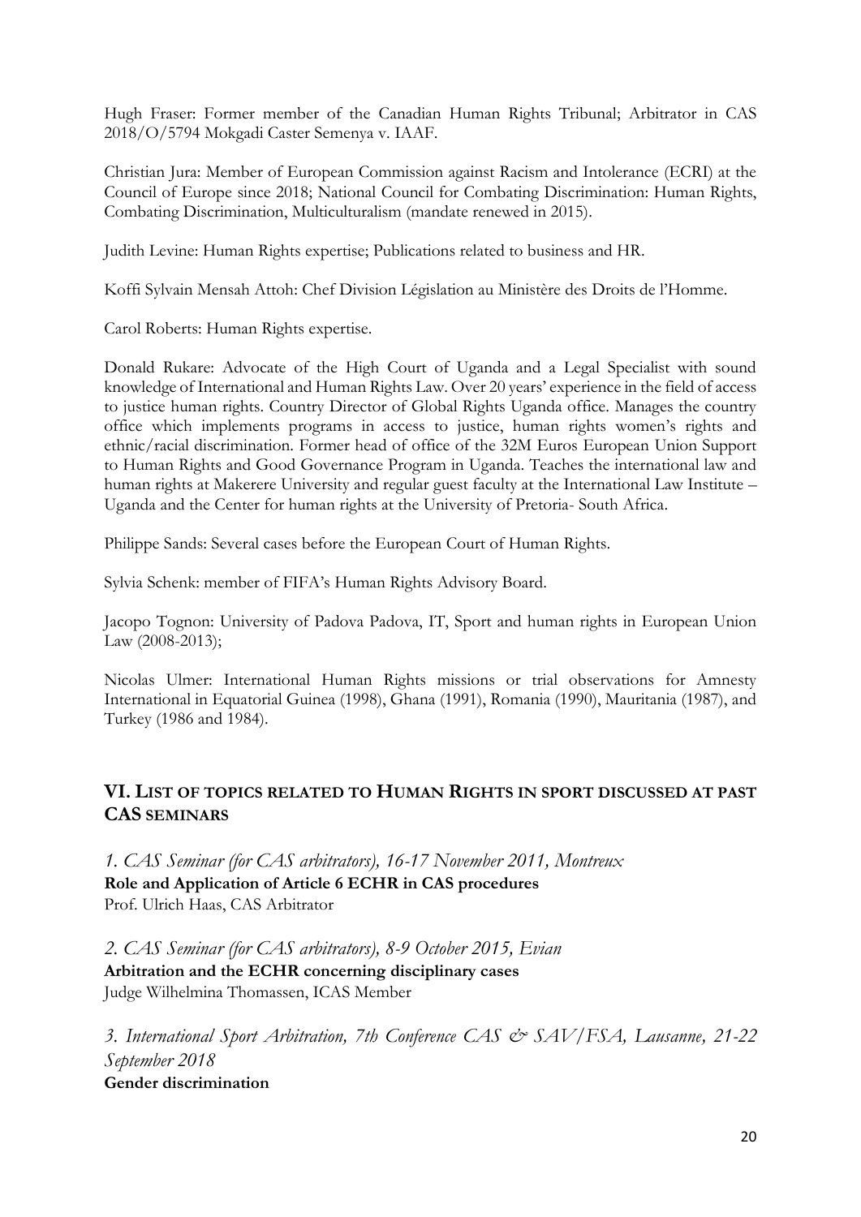Hugh Fraser: Former member of the Canadian Human Rights Tribunal; Arbitrator in CAS 2018/O/5794 Mokgadi Caster Semenya v. IAAF.

Christian Jura: Member of European Commission against Racism and Intolerance (ECRI) at the Council of Europe since 2018; National Council for Combating Discrimination: Human Rights, Combating Discrimination, Multiculturalism (mandate renewed in 2015).

Judith Levine: Human Rights expertise; Publications related to business and HR.

Koffi Sylvain Mensah Attoh: Chef Division Législation au Ministère des Droits de l'Homme.

Carol Roberts: Human Rights expertise.

Donald Rukare: Advocate of the High Court of Uganda and a Legal Specialist with sound knowledge of International and Human Rights Law. Over 20 years' experience in the field of access to justice human rights. Country Director of Global Rights Uganda office. Manages the country office which implements programs in access to justice, human rights women's rights and ethnic/racial discrimination. Former head of office of the 32M Euros European Union Support to Human Rights and Good Governance Program in Uganda. Teaches the international law and human rights at Makerere University and regular guest faculty at the International Law Institute – Uganda and the Center for human rights at the University of Pretoria- South Africa.

Philippe Sands: Several cases before the European Court of Human Rights.

Sylvia Schenk: member of FIFA's Human Rights Advisory Board.

Jacopo Tognon: University of Padova Padova, IT, Sport and human rights in European Union Law (2008-2013);

Nicolas Ulmer: International Human Rights missions or trial observations for Amnesty International in Equatorial Guinea (1998), Ghana (1991), Romania (1990), Mauritania (1987), and Turkey (1986 and 1984).

## VI. List of topics related to Human Rights in sport discussed at past CAS seminars

*1. CAS Seminar (for CAS arbitrators), 16-17 November 2011, Montreux*
**Role and Application of Article 6 ECHR in CAS procedures**
Prof. Ulrich Haas, CAS Arbitrator

*2. CAS Seminar (for CAS arbitrators), 8-9 October 2015, Evian*
**Arbitration and the ECHR concerning disciplinary cases**
Judge Wilhelmina Thomassen, ICAS Member

*3. International Sport Arbitration, 7th Conference CAS & SAV/FSA, Lausanne, 21-22 September 2018*
**Gender discrimination**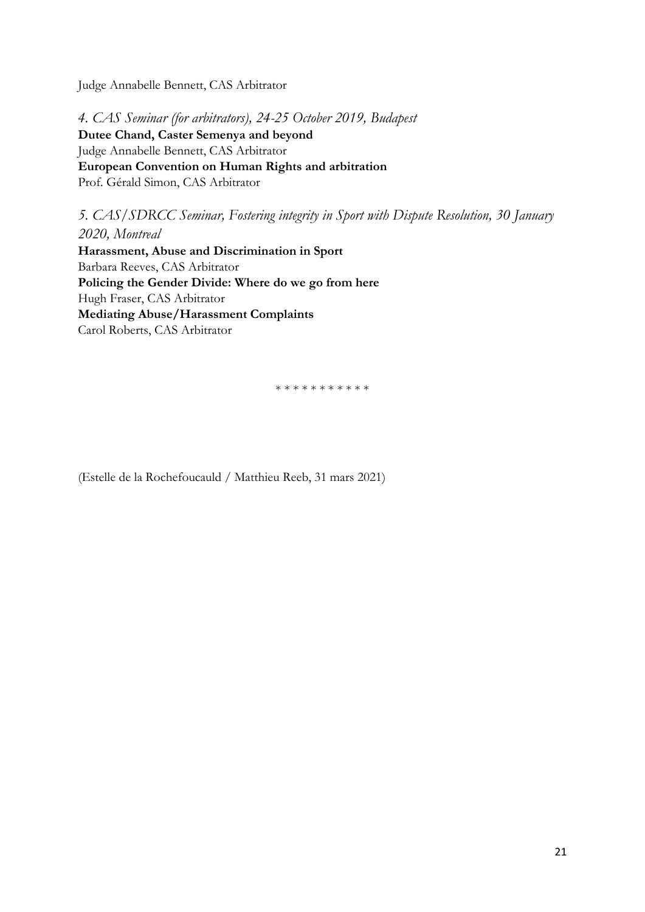Judge Annabelle Bennett, CAS Arbitrator

*4. CAS Seminar (for arbitrators), 24-25 October 2019, Budapest*

**Dutee Chand, Caster Semenya and beyond**
Judge Annabelle Bennett, CAS Arbitrator
**European Convention on Human Rights and arbitration**
Prof. Gérald Simon, CAS Arbitrator

*5. CAS/SDRCC Seminar, Fostering integrity in Sport with Dispute Resolution, 30 January 2020, Montreal*

**Harassment, Abuse and Discrimination in Sport**
Barbara Reeves, CAS Arbitrator
**Policing the Gender Divide: Where do we go from here**
Hugh Fraser, CAS Arbitrator
**Mediating Abuse/Harassment Complaints**
Carol Roberts, CAS Arbitrator

* * * * * * * * * * *

(Estelle de la Rochefoucauld / Matthieu Reeb, 31 mars 2021)